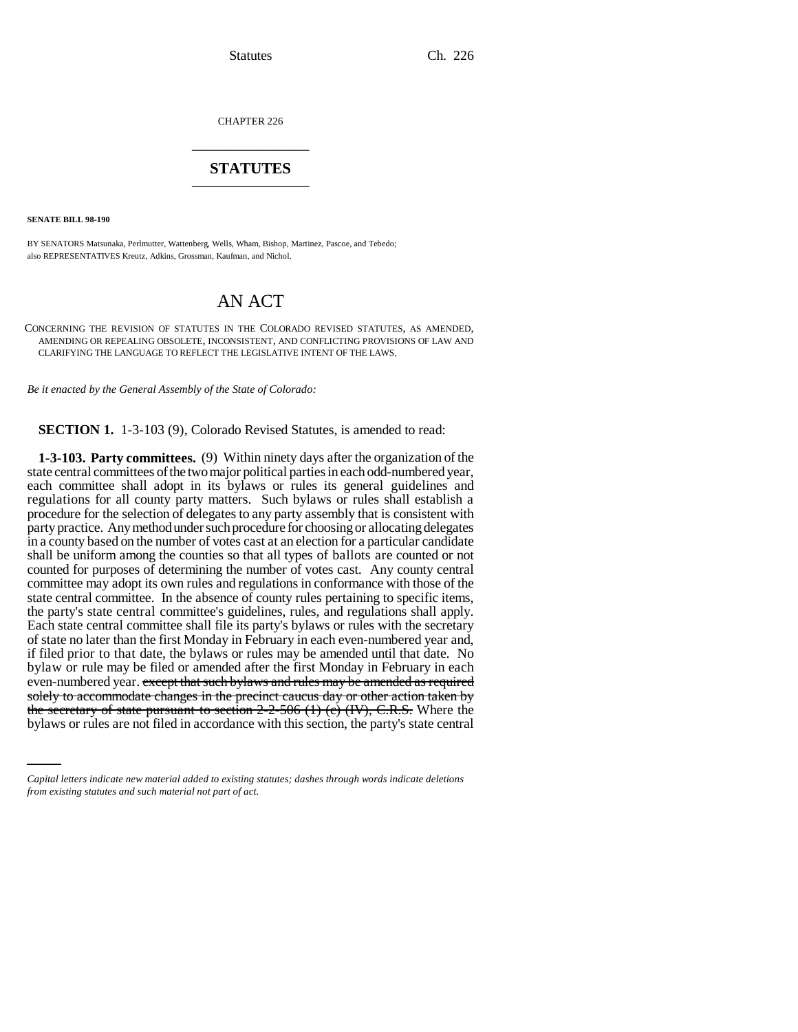CHAPTER 226

# STATUTES

**SENATE BILL 98-190**

BY SENATORS Matsunaka, Perlmutter, Wattenberg, Wells, Wham, Bishop, Martinez, Pascoe, and Tebedo; also REPRESENTATIVES Kreutz, Adkins, Grossman, Kaufman, and Nichol.

## AN ACT

CONCERNING THE REVISION OF STATUTES IN THE COLORADO REVISED STATUTES, AS AMENDED, AMENDING OR REPEALING OBSOLETE, INCONSISTENT, AND CONFLICTING PROVISIONS OF LAW AND CLARIFYING THE LANGUAGE TO REFLECT THE LEGISLATIVE INTENT OF THE LAWS.

*Be it enacted by the General Assembly of the State of Colorado:*

**SECTION 1.** 1-3-103 (9), Colorado Revised Statutes, is amended to read:

**1-3-103. Party committees.** (9) Within ninety days after the organization of the state central committees of the two major political parties in each odd-numbered year, each committee shall adopt in its bylaws or rules its general guidelines and regulations for all county party matters. Such bylaws or rules shall establish a procedure for the selection of delegates to any party assembly that is consistent with party practice. Any method under such procedure for choosing or allocating delegates in a county based on the number of votes cast at an election for a particular candidate shall be uniform among the counties so that all types of ballots are counted or not counted for purposes of determining the number of votes cast. Any county central committee may adopt its own rules and regulations in conformance with those of the state central committee. In the absence of county rules pertaining to specific items, the party's state central committee's guidelines, rules, and regulations shall apply. Each state central committee shall file its party's bylaws or rules with the secretary of state no later than the first Monday in February in each even-numbered year and, if filed prior to that date, the bylaws or rules may be amended until that date. No bylaw or rule may be filed or amended after the first Monday in February in each even-numbered year. ~~except that such bylaws and rules may be amended as required solely to accommodate changes in the precinct caucus day or other action taken by the secretary of state pursuant to section 2-2-506 (1) (c) (IV), C.R.S.~~ Where the bylaws or rules are not filed in accordance with this section, the party's state central

*Capital letters indicate new material added to existing statutes; dashes through words indicate deletions from existing statutes and such material not part of act.*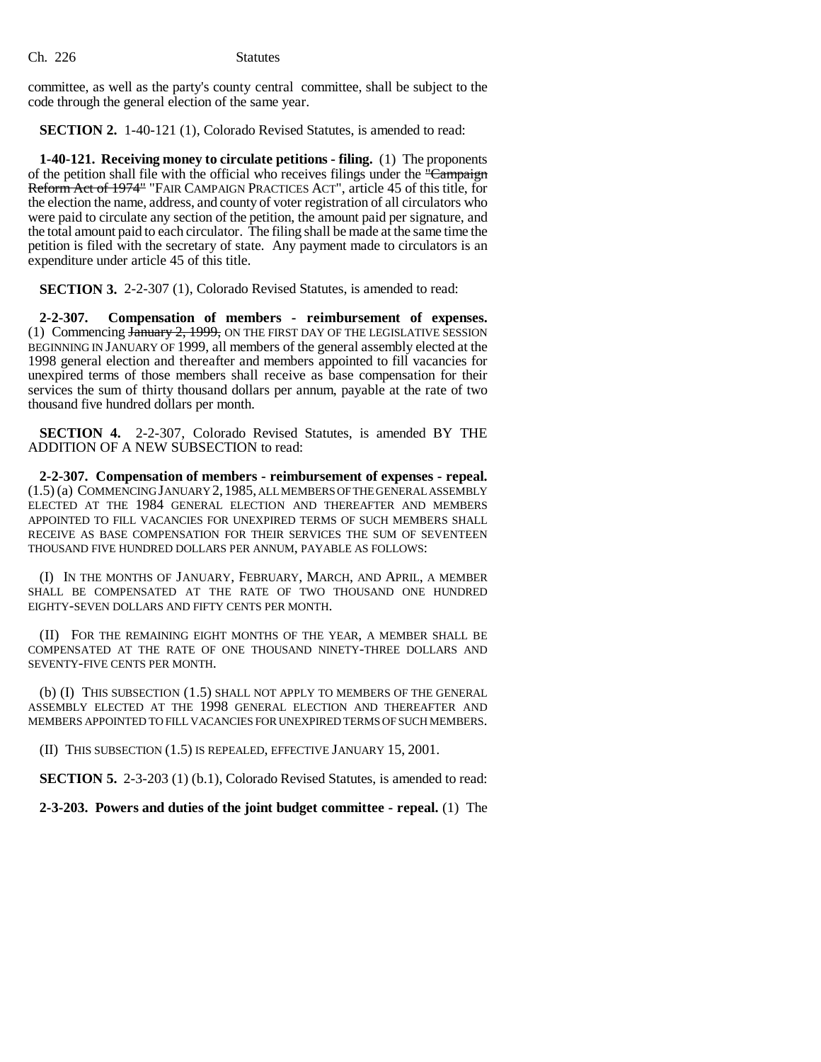committee, as well as the party's county central committee, shall be subject to the code through the general election of the same year.

**SECTION 2.** 1-40-121 (1), Colorado Revised Statutes, is amended to read:

**1-40-121. Receiving money to circulate petitions - filing.** (1) The proponents of the petition shall file with the official who receives filings under the ~~"Campaign Reform Act of 1974"~~ "FAIR CAMPAIGN PRACTICES ACT", article 45 of this title, for the election the name, address, and county of voter registration of all circulators who were paid to circulate any section of the petition, the amount paid per signature, and the total amount paid to each circulator. The filing shall be made at the same time the petition is filed with the secretary of state. Any payment made to circulators is an expenditure under article 45 of this title.

**SECTION 3.** 2-2-307 (1), Colorado Revised Statutes, is amended to read:

**2-2-307. Compensation of members - reimbursement of expenses.** (1) Commencing ~~January 2, 1999,~~ ON THE FIRST DAY OF THE LEGISLATIVE SESSION BEGINNING IN JANUARY OF 1999, all members of the general assembly elected at the 1998 general election and thereafter and members appointed to fill vacancies for unexpired terms of those members shall receive as base compensation for their services the sum of thirty thousand dollars per annum, payable at the rate of two thousand five hundred dollars per month.

**SECTION 4.** 2-2-307, Colorado Revised Statutes, is amended BY THE ADDITION OF A NEW SUBSECTION to read:

**2-2-307. Compensation of members - reimbursement of expenses - repeal.** (1.5) (a) COMMENCING JANUARY 2, 1985, ALL MEMBERS OF THE GENERAL ASSEMBLY ELECTED AT THE 1984 GENERAL ELECTION AND THEREAFTER AND MEMBERS APPOINTED TO FILL VACANCIES FOR UNEXPIRED TERMS OF SUCH MEMBERS SHALL RECEIVE AS BASE COMPENSATION FOR THEIR SERVICES THE SUM OF SEVENTEEN THOUSAND FIVE HUNDRED DOLLARS PER ANNUM, PAYABLE AS FOLLOWS:

(I) IN THE MONTHS OF JANUARY, FEBRUARY, MARCH, AND APRIL, A MEMBER SHALL BE COMPENSATED AT THE RATE OF TWO THOUSAND ONE HUNDRED EIGHTY-SEVEN DOLLARS AND FIFTY CENTS PER MONTH.

(II) FOR THE REMAINING EIGHT MONTHS OF THE YEAR, A MEMBER SHALL BE COMPENSATED AT THE RATE OF ONE THOUSAND NINETY-THREE DOLLARS AND SEVENTY-FIVE CENTS PER MONTH.

(b) (I) THIS SUBSECTION (1.5) SHALL NOT APPLY TO MEMBERS OF THE GENERAL ASSEMBLY ELECTED AT THE 1998 GENERAL ELECTION AND THEREAFTER AND MEMBERS APPOINTED TO FILL VACANCIES FOR UNEXPIRED TERMS OF SUCH MEMBERS.

(II) THIS SUBSECTION (1.5) IS REPEALED, EFFECTIVE JANUARY 15, 2001.

**SECTION 5.** 2-3-203 (1) (b.1), Colorado Revised Statutes, is amended to read:

**2-3-203. Powers and duties of the joint budget committee - repeal.** (1) The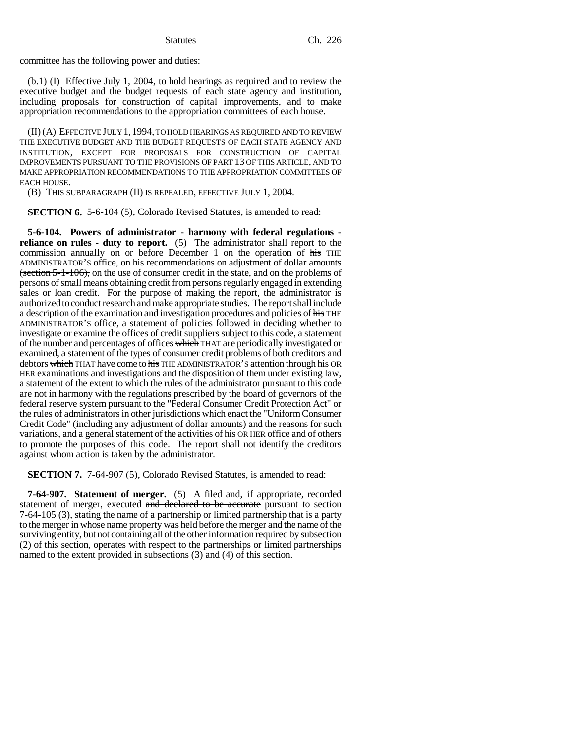committee has the following power and duties:

(b.1) (I) Effective July 1, 2004, to hold hearings as required and to review the executive budget and the budget requests of each state agency and institution, including proposals for construction of capital improvements, and to make appropriation recommendations to the appropriation committees of each house.

(II) (A) EFFECTIVE JULY 1, 1994, TO HOLD HEARINGS AS REQUIRED AND TO REVIEW THE EXECUTIVE BUDGET AND THE BUDGET REQUESTS OF EACH STATE AGENCY AND INSTITUTION, EXCEPT FOR PROPOSALS FOR CONSTRUCTION OF CAPITAL IMPROVEMENTS PURSUANT TO THE PROVISIONS OF PART 13 OF THIS ARTICLE, AND TO MAKE APPROPRIATION RECOMMENDATIONS TO THE APPROPRIATION COMMITTEES OF EACH HOUSE.

(B) THIS SUBPARAGRAPH (II) IS REPEALED, EFFECTIVE JULY 1, 2004.

**SECTION 6.** 5-6-104 (5), Colorado Revised Statutes, is amended to read:

**5-6-104. Powers of administrator - harmony with federal regulations - reliance on rules - duty to report.** (5) The administrator shall report to the commission annually on or before December 1 on the operation of ~~his~~ THE ADMINISTRATOR'S office, ~~on his recommendations on adjustment of dollar amounts (section 5-1-106),~~ on the use of consumer credit in the state, and on the problems of persons of small means obtaining credit from persons regularly engaged in extending sales or loan credit. For the purpose of making the report, the administrator is authorized to conduct research and make appropriate studies. The report shall include a description of the examination and investigation procedures and policies of ~~his~~ THE ADMINISTRATOR'S office, a statement of policies followed in deciding whether to investigate or examine the offices of credit suppliers subject to this code, a statement of the number and percentages of offices ~~which~~ THAT are periodically investigated or examined, a statement of the types of consumer credit problems of both creditors and debtors ~~which~~ THAT have come to ~~his~~ THE ADMINISTRATOR'S attention through his OR HER examinations and investigations and the disposition of them under existing law, a statement of the extent to which the rules of the administrator pursuant to this code are not in harmony with the regulations prescribed by the board of governors of the federal reserve system pursuant to the "Federal Consumer Credit Protection Act" or the rules of administrators in other jurisdictions which enact the "Uniform Consumer Credit Code" ~~(including any adjustment of dollar amounts)~~ and the reasons for such variations, and a general statement of the activities of his OR HER office and of others to promote the purposes of this code. The report shall not identify the creditors against whom action is taken by the administrator.

**SECTION 7.** 7-64-907 (5), Colorado Revised Statutes, is amended to read:

**7-64-907. Statement of merger.** (5) A filed and, if appropriate, recorded statement of merger, executed ~~and declared to be accurate~~ pursuant to section 7-64-105 (3), stating the name of a partnership or limited partnership that is a party to the merger in whose name property was held before the merger and the name of the surviving entity, but not containing all of the other information required by subsection (2) of this section, operates with respect to the partnerships or limited partnerships named to the extent provided in subsections (3) and (4) of this section.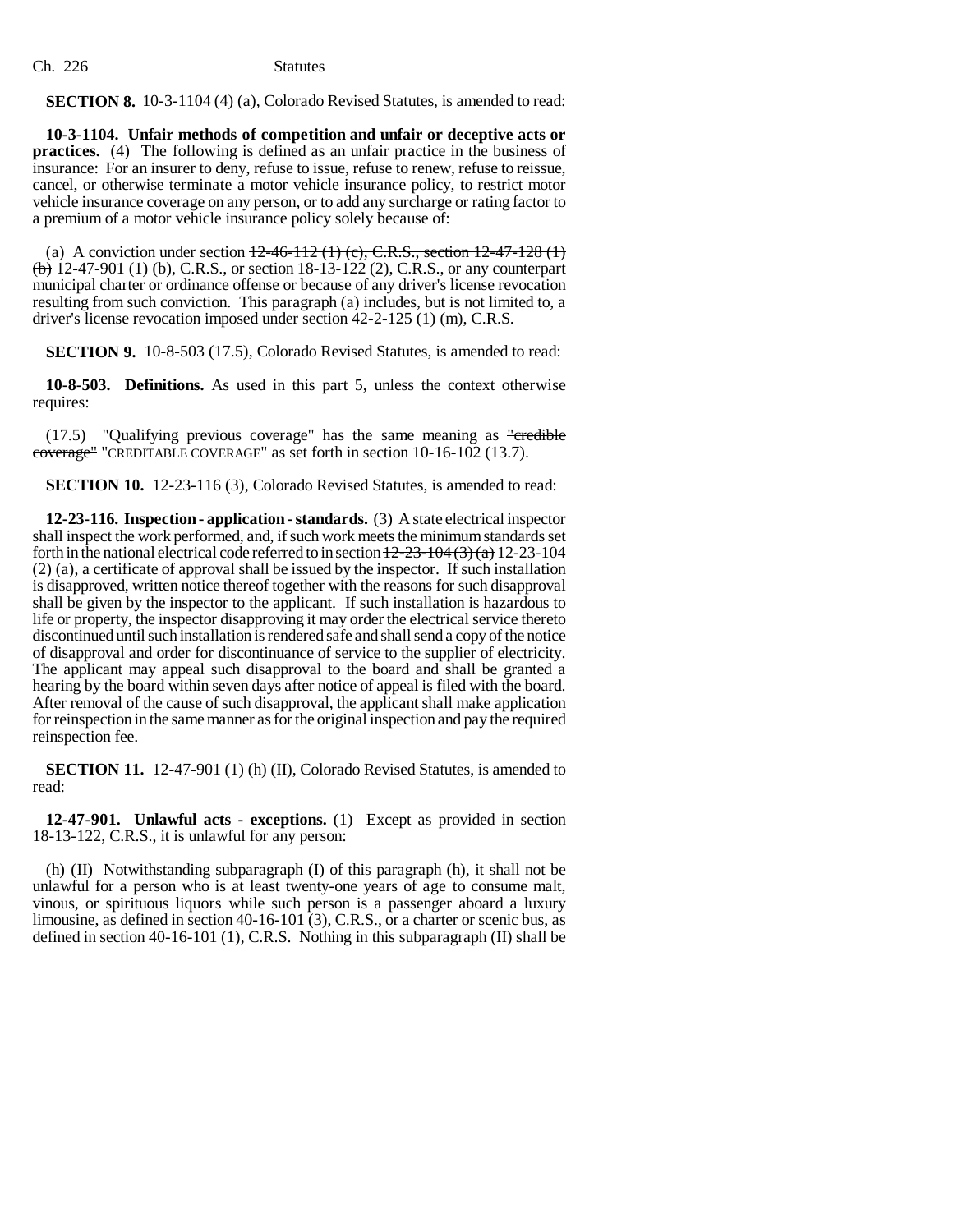**SECTION 8.** 10-3-1104 (4) (a), Colorado Revised Statutes, is amended to read:

**10-3-1104. Unfair methods of competition and unfair or deceptive acts or practices.** (4) The following is defined as an unfair practice in the business of insurance: For an insurer to deny, refuse to issue, refuse to renew, refuse to reissue, cancel, or otherwise terminate a motor vehicle insurance policy, to restrict motor vehicle insurance coverage on any person, or to add any surcharge or rating factor to a premium of a motor vehicle insurance policy solely because of:

(a) A conviction under section ~~12-46-112 (1) (c), C.R.S., section 12-47-128 (1) (b)~~ 12-47-901 (1) (b), C.R.S., or section 18-13-122 (2), C.R.S., or any counterpart municipal charter or ordinance offense or because of any driver's license revocation resulting from such conviction. This paragraph (a) includes, but is not limited to, a driver's license revocation imposed under section 42-2-125 (1) (m), C.R.S.

**SECTION 9.** 10-8-503 (17.5), Colorado Revised Statutes, is amended to read:

**10-8-503. Definitions.** As used in this part 5, unless the context otherwise requires:

(17.5) "Qualifying previous coverage" has the same meaning as ~~"credible coverage"~~ "CREDITABLE COVERAGE" as set forth in section 10-16-102 (13.7).

**SECTION 10.** 12-23-116 (3), Colorado Revised Statutes, is amended to read:

**12-23-116. Inspection - application - standards.** (3) A state electrical inspector shall inspect the work performed, and, if such work meets the minimum standards set forth in the national electrical code referred to in section ~~12-23-104 (3) (a)~~ 12-23-104 (2) (a), a certificate of approval shall be issued by the inspector. If such installation is disapproved, written notice thereof together with the reasons for such disapproval shall be given by the inspector to the applicant. If such installation is hazardous to life or property, the inspector disapproving it may order the electrical service thereto discontinued until such installation is rendered safe and shall send a copy of the notice of disapproval and order for discontinuance of service to the supplier of electricity. The applicant may appeal such disapproval to the board and shall be granted a hearing by the board within seven days after notice of appeal is filed with the board. After removal of the cause of such disapproval, the applicant shall make application for reinspection in the same manner as for the original inspection and pay the required reinspection fee.

**SECTION 11.** 12-47-901 (1) (h) (II), Colorado Revised Statutes, is amended to read:

**12-47-901. Unlawful acts - exceptions.** (1) Except as provided in section 18-13-122, C.R.S., it is unlawful for any person:

(h) (II) Notwithstanding subparagraph (I) of this paragraph (h), it shall not be unlawful for a person who is at least twenty-one years of age to consume malt, vinous, or spirituous liquors while such person is a passenger aboard a luxury limousine, as defined in section 40-16-101 (3), C.R.S., or a charter or scenic bus, as defined in section 40-16-101 (1), C.R.S. Nothing in this subparagraph (II) shall be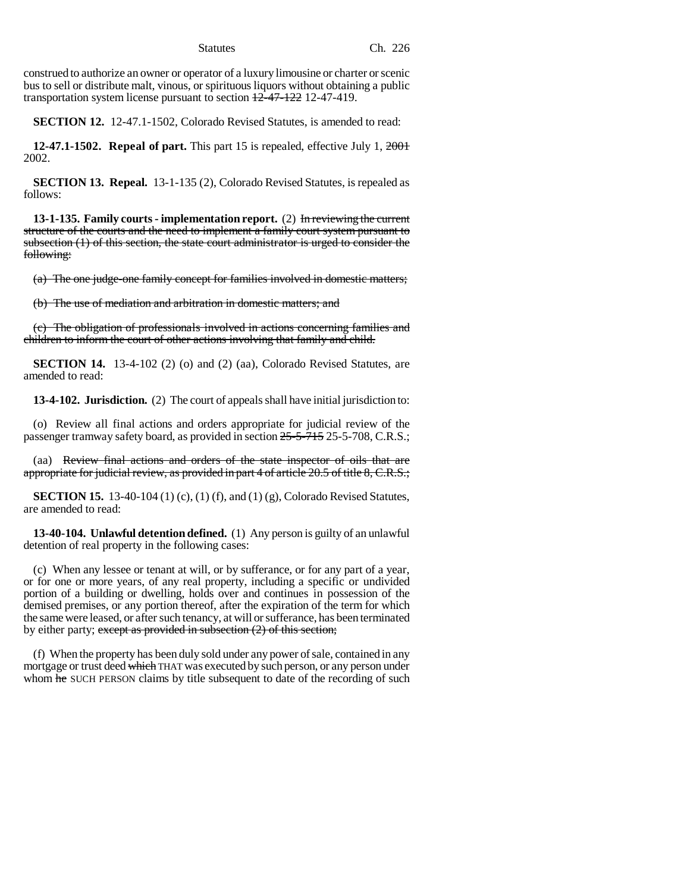construed to authorize an owner or operator of a luxury limousine or charter or scenic bus to sell or distribute malt, vinous, or spirituous liquors without obtaining a public transportation system license pursuant to section ~~12-47-122~~ 12-47-419.

**SECTION 12.** 12-47.1-1502, Colorado Revised Statutes, is amended to read:

**12-47.1-1502. Repeal of part.** This part 15 is repealed, effective July 1, ~~2001~~ 2002.

**SECTION 13. Repeal.** 13-1-135 (2), Colorado Revised Statutes, is repealed as follows:

**13-1-135. Family courts - implementation report.** (2) ~~In reviewing the current structure of the courts and the need to implement a family court system pursuant to subsection (1) of this section, the state court administrator is urged to consider the following:~~

~~(a) The one judge-one family concept for families involved in domestic matters;~~

~~(b) The use of mediation and arbitration in domestic matters; and~~

~~(c) The obligation of professionals involved in actions concerning families and children to inform the court of other actions involving that family and child.~~

**SECTION 14.** 13-4-102 (2) (o) and (2) (aa), Colorado Revised Statutes, are amended to read:

**13-4-102. Jurisdiction.** (2) The court of appeals shall have initial jurisdiction to:

(o) Review all final actions and orders appropriate for judicial review of the passenger tramway safety board, as provided in section ~~25-5-715~~ 25-5-708, C.R.S.;

(aa) ~~Review final actions and orders of the state inspector of oils that are appropriate for judicial review, as provided in part 4 of article 20.5 of title 8, C.R.S.;~~

**SECTION 15.** 13-40-104 (1) (c), (1) (f), and (1) (g), Colorado Revised Statutes, are amended to read:

**13-40-104. Unlawful detention defined.** (1) Any person is guilty of an unlawful detention of real property in the following cases:

(c) When any lessee or tenant at will, or by sufferance, or for any part of a year, or for one or more years, of any real property, including a specific or undivided portion of a building or dwelling, holds over and continues in possession of the demised premises, or any portion thereof, after the expiration of the term for which the same were leased, or after such tenancy, at will or sufferance, has been terminated by either party; ~~except as provided in subsection (2) of this section;~~

(f) When the property has been duly sold under any power of sale, contained in any mortgage or trust deed ~~which~~ THAT was executed by such person, or any person under whom ~~he~~ SUCH PERSON claims by title subsequent to date of the recording of such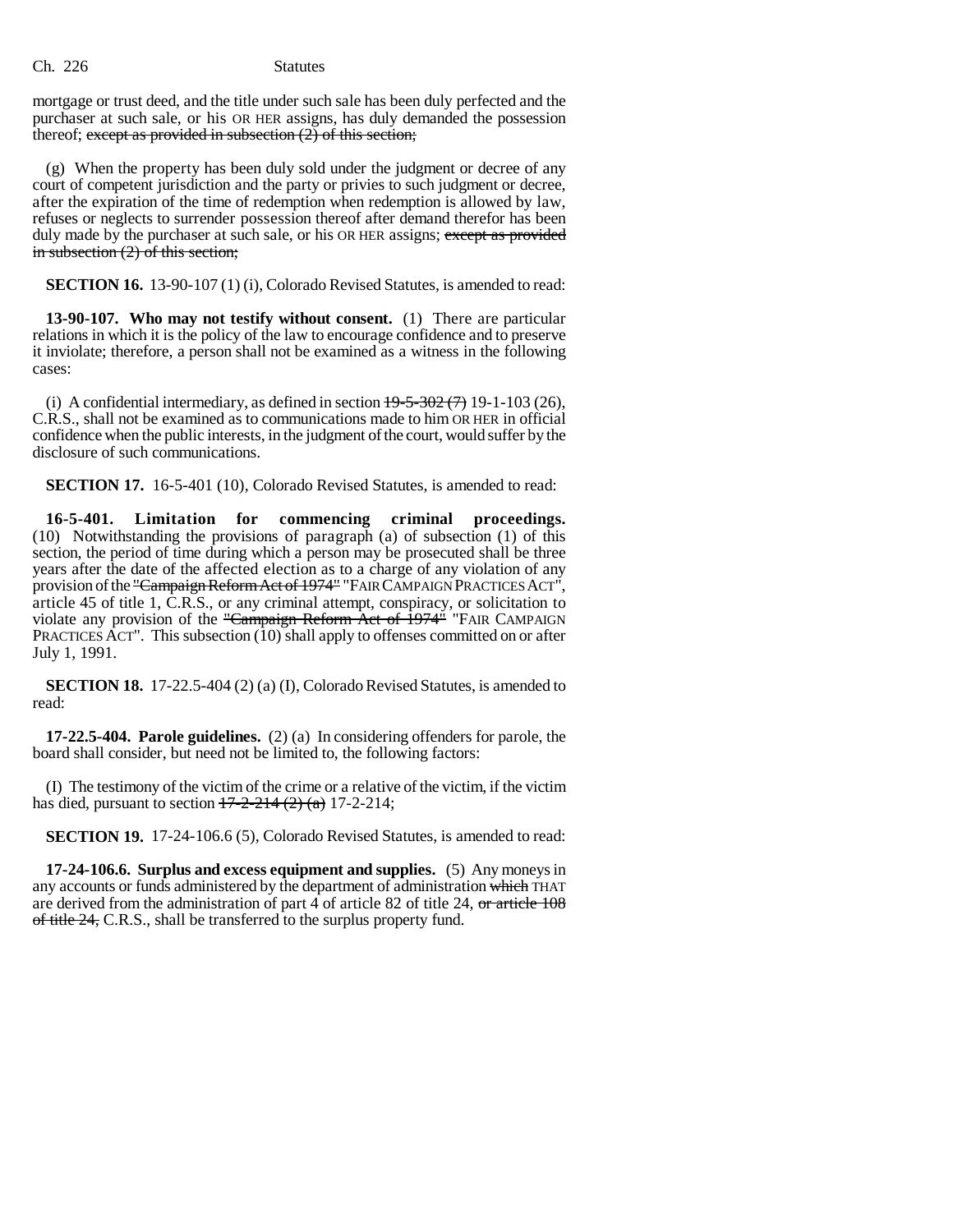mortgage or trust deed, and the title under such sale has been duly perfected and the purchaser at such sale, or his OR HER assigns, has duly demanded the possession thereof; ~~except as provided in subsection (2) of this section;~~

(g) When the property has been duly sold under the judgment or decree of any court of competent jurisdiction and the party or privies to such judgment or decree, after the expiration of the time of redemption when redemption is allowed by law, refuses or neglects to surrender possession thereof after demand therefor has been duly made by the purchaser at such sale, or his OR HER assigns; ~~except as provided in subsection (2) of this section;~~

**SECTION 16.** 13-90-107 (1) (i), Colorado Revised Statutes, is amended to read:

**13-90-107. Who may not testify without consent.** (1) There are particular relations in which it is the policy of the law to encourage confidence and to preserve it inviolate; therefore, a person shall not be examined as a witness in the following cases:

(i) A confidential intermediary, as defined in section ~~19-5-302 (7)~~ 19-1-103 (26), C.R.S., shall not be examined as to communications made to him OR HER in official confidence when the public interests, in the judgment of the court, would suffer by the disclosure of such communications.

**SECTION 17.** 16-5-401 (10), Colorado Revised Statutes, is amended to read:

**16-5-401. Limitation for commencing criminal proceedings.** (10) Notwithstanding the provisions of paragraph (a) of subsection (1) of this section, the period of time during which a person may be prosecuted shall be three years after the date of the affected election as to a charge of any violation of any provision of the ~~"Campaign Reform Act of 1974"~~ "FAIR CAMPAIGN PRACTICES ACT", article 45 of title 1, C.R.S., or any criminal attempt, conspiracy, or solicitation to violate any provision of the ~~"Campaign Reform Act of 1974"~~ "FAIR CAMPAIGN PRACTICES ACT". This subsection (10) shall apply to offenses committed on or after July 1, 1991.

**SECTION 18.** 17-22.5-404 (2) (a) (I), Colorado Revised Statutes, is amended to read:

**17-22.5-404. Parole guidelines.** (2) (a) In considering offenders for parole, the board shall consider, but need not be limited to, the following factors:

(I) The testimony of the victim of the crime or a relative of the victim, if the victim has died, pursuant to section ~~17-2-214 (2) (a)~~ 17-2-214;

**SECTION 19.** 17-24-106.6 (5), Colorado Revised Statutes, is amended to read:

**17-24-106.6. Surplus and excess equipment and supplies.** (5) Any moneys in any accounts or funds administered by the department of administration ~~which~~ THAT are derived from the administration of part 4 of article 82 of title 24, ~~or article 108 of title 24,~~ C.R.S., shall be transferred to the surplus property fund.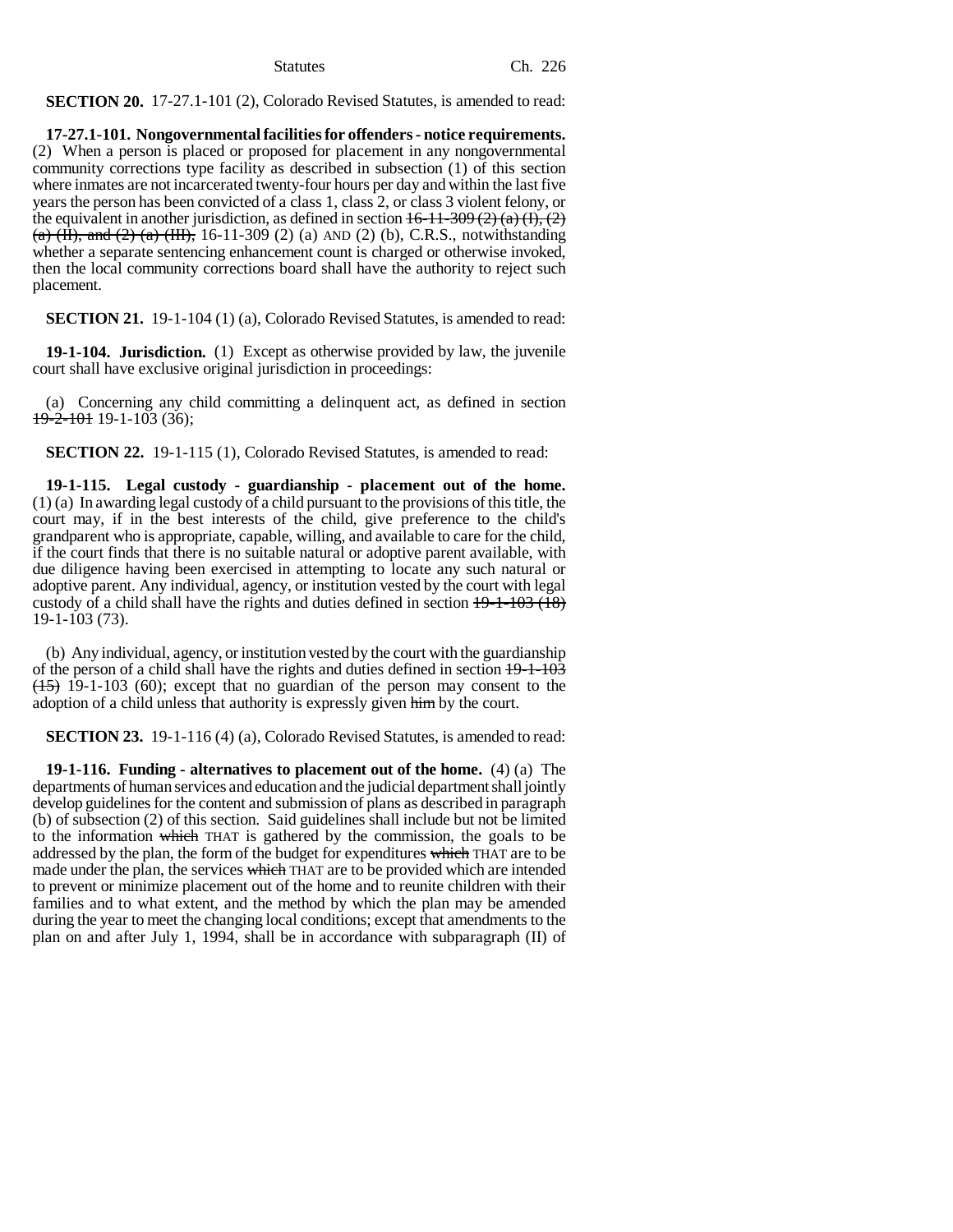**SECTION 20.** 17-27.1-101 (2), Colorado Revised Statutes, is amended to read:

**17-27.1-101. Nongovernmental facilities for offenders - notice requirements.** (2) When a person is placed or proposed for placement in any nongovernmental community corrections type facility as described in subsection (1) of this section where inmates are not incarcerated twenty-four hours per day and within the last five years the person has been convicted of a class 1, class 2, or class 3 violent felony, or the equivalent in another jurisdiction, as defined in section ~~16-11-309 (2) (a) (I), (2) (a) (II), and (2) (a) (III),~~ 16-11-309 (2) (a) AND (2) (b), C.R.S., notwithstanding whether a separate sentencing enhancement count is charged or otherwise invoked, then the local community corrections board shall have the authority to reject such placement.

**SECTION 21.** 19-1-104 (1) (a), Colorado Revised Statutes, is amended to read:

**19-1-104. Jurisdiction.** (1) Except as otherwise provided by law, the juvenile court shall have exclusive original jurisdiction in proceedings:

(a) Concerning any child committing a delinquent act, as defined in section ~~19-2-101~~ 19-1-103 (36);

**SECTION 22.** 19-1-115 (1), Colorado Revised Statutes, is amended to read:

**19-1-115. Legal custody - guardianship - placement out of the home.** (1) (a) In awarding legal custody of a child pursuant to the provisions of this title, the court may, if in the best interests of the child, give preference to the child's grandparent who is appropriate, capable, willing, and available to care for the child, if the court finds that there is no suitable natural or adoptive parent available, with due diligence having been exercised in attempting to locate any such natural or adoptive parent. Any individual, agency, or institution vested by the court with legal custody of a child shall have the rights and duties defined in section ~~19-1-103 (18)~~ 19-1-103 (73).

(b) Any individual, agency, or institution vested by the court with the guardianship of the person of a child shall have the rights and duties defined in section ~~19-1-103 (15)~~ 19-1-103 (60); except that no guardian of the person may consent to the adoption of a child unless that authority is expressly given ~~him~~ by the court.

**SECTION 23.** 19-1-116 (4) (a), Colorado Revised Statutes, is amended to read:

**19-1-116. Funding - alternatives to placement out of the home.** (4) (a) The departments of human services and education and the judicial department shall jointly develop guidelines for the content and submission of plans as described in paragraph (b) of subsection (2) of this section. Said guidelines shall include but not be limited to the information ~~which~~ THAT is gathered by the commission, the goals to be addressed by the plan, the form of the budget for expenditures ~~which~~ THAT are to be made under the plan, the services ~~which~~ THAT are to be provided which are intended to prevent or minimize placement out of the home and to reunite children with their families and to what extent, and the method by which the plan may be amended during the year to meet the changing local conditions; except that amendments to the plan on and after July 1, 1994, shall be in accordance with subparagraph (II) of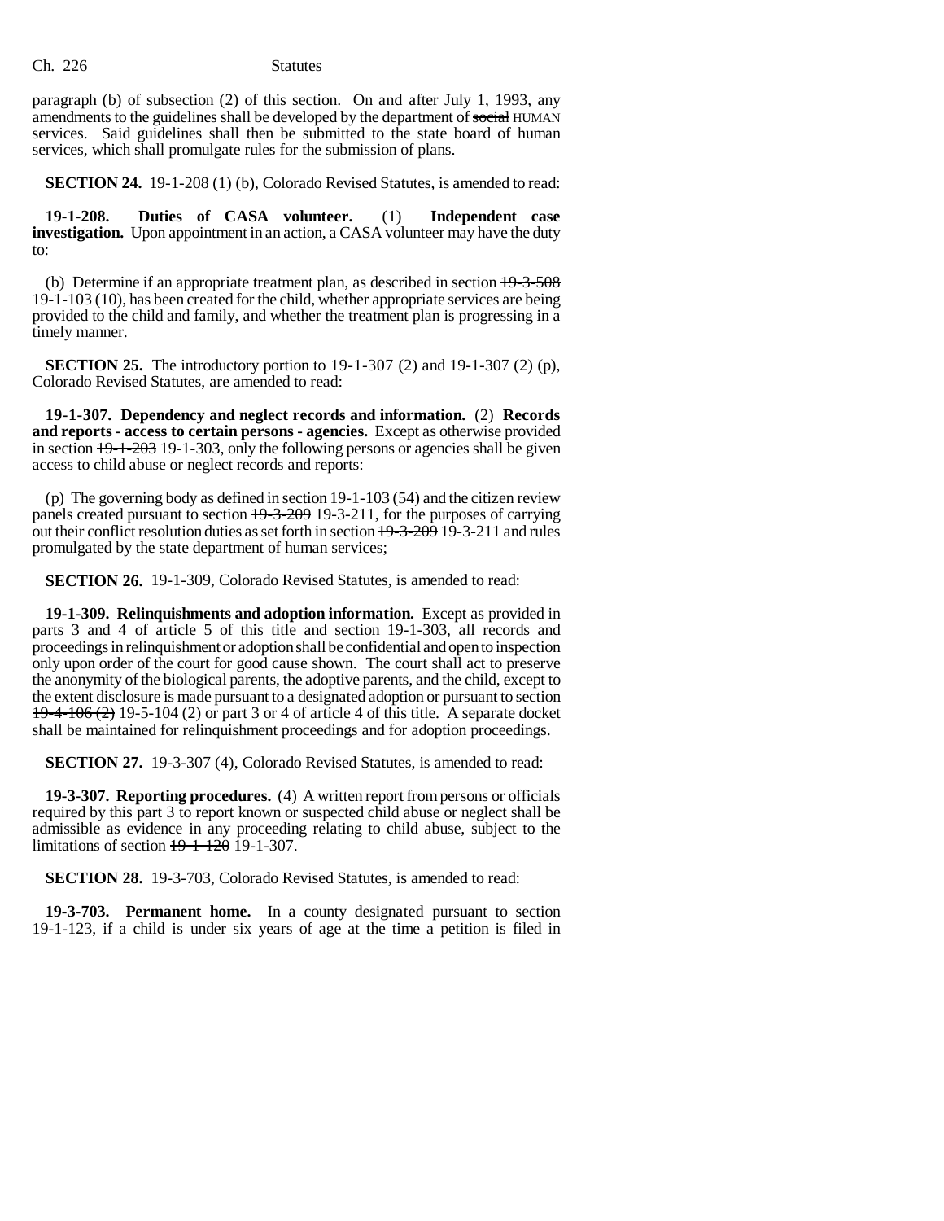paragraph (b) of subsection (2) of this section. On and after July 1, 1993, any amendments to the guidelines shall be developed by the department of ~~social~~ HUMAN services. Said guidelines shall then be submitted to the state board of human services, which shall promulgate rules for the submission of plans.

**SECTION 24.** 19-1-208 (1) (b), Colorado Revised Statutes, is amended to read:

**19-1-208. Duties of CASA volunteer.** (1) **Independent case investigation.** Upon appointment in an action, a CASA volunteer may have the duty to:

(b) Determine if an appropriate treatment plan, as described in section ~~19-3-508~~ 19-1-103 (10), has been created for the child, whether appropriate services are being provided to the child and family, and whether the treatment plan is progressing in a timely manner.

**SECTION 25.** The introductory portion to 19-1-307 (2) and 19-1-307 (2) (p), Colorado Revised Statutes, are amended to read:

**19-1-307. Dependency and neglect records and information.** (2) **Records and reports - access to certain persons - agencies.** Except as otherwise provided in section ~~19-1-203~~ 19-1-303, only the following persons or agencies shall be given access to child abuse or neglect records and reports:

(p) The governing body as defined in section 19-1-103 (54) and the citizen review panels created pursuant to section ~~19-3-209~~ 19-3-211, for the purposes of carrying out their conflict resolution duties as set forth in section ~~19-3-209~~ 19-3-211 and rules promulgated by the state department of human services;

**SECTION 26.** 19-1-309, Colorado Revised Statutes, is amended to read:

**19-1-309. Relinquishments and adoption information.** Except as provided in parts 3 and 4 of article 5 of this title and section 19-1-303, all records and proceedings in relinquishment or adoption shall be confidential and open to inspection only upon order of the court for good cause shown. The court shall act to preserve the anonymity of the biological parents, the adoptive parents, and the child, except to the extent disclosure is made pursuant to a designated adoption or pursuant to section ~~19-4-106 (2)~~ 19-5-104 (2) or part 3 or 4 of article 4 of this title. A separate docket shall be maintained for relinquishment proceedings and for adoption proceedings.

**SECTION 27.** 19-3-307 (4), Colorado Revised Statutes, is amended to read:

**19-3-307. Reporting procedures.** (4) A written report from persons or officials required by this part 3 to report known or suspected child abuse or neglect shall be admissible as evidence in any proceeding relating to child abuse, subject to the limitations of section ~~19-1-120~~ 19-1-307.

**SECTION 28.** 19-3-703, Colorado Revised Statutes, is amended to read:

**19-3-703. Permanent home.** In a county designated pursuant to section 19-1-123, if a child is under six years of age at the time a petition is filed in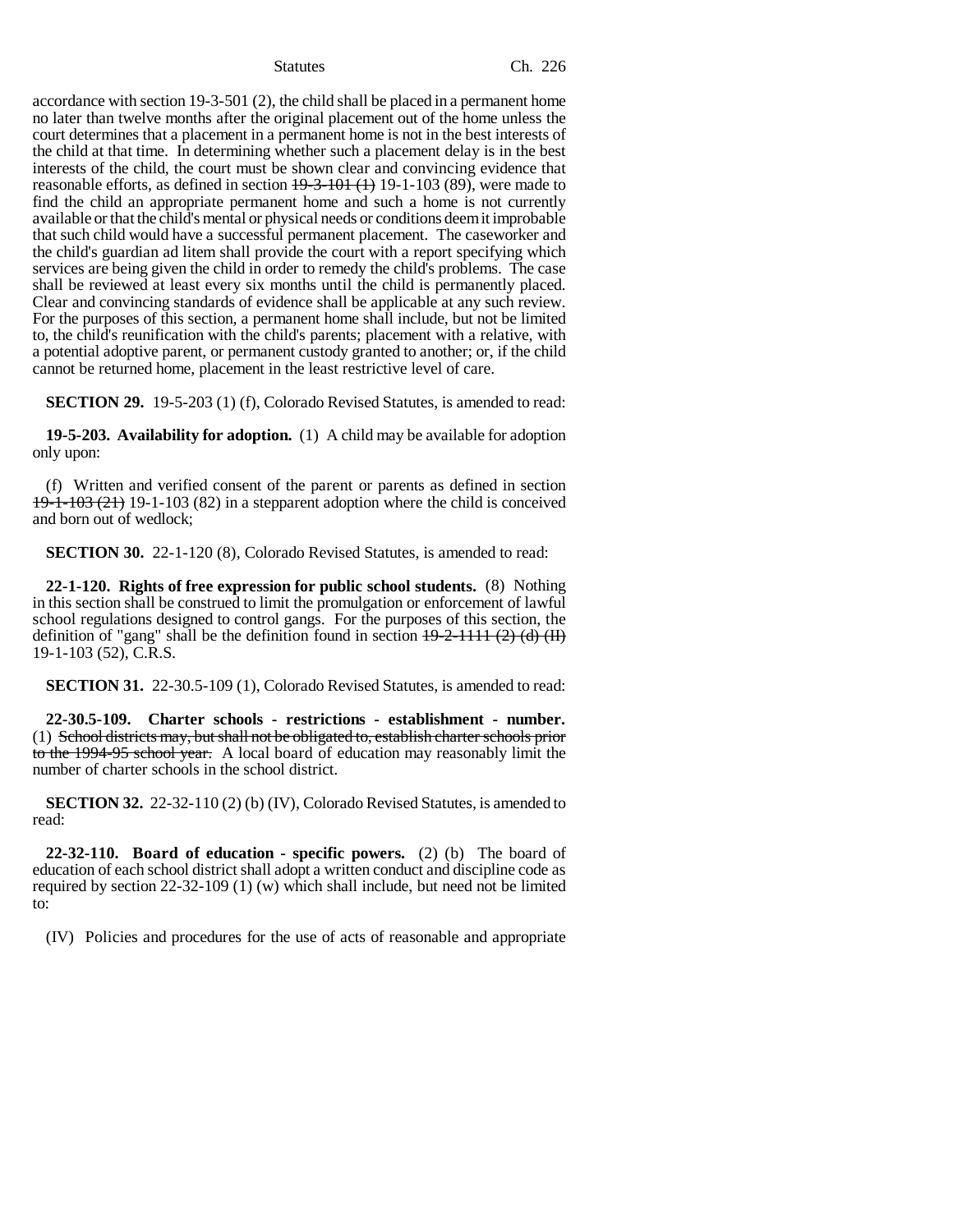accordance with section 19-3-501 (2), the child shall be placed in a permanent home no later than twelve months after the original placement out of the home unless the court determines that a placement in a permanent home is not in the best interests of the child at that time. In determining whether such a placement delay is in the best interests of the child, the court must be shown clear and convincing evidence that reasonable efforts, as defined in section ~~19-3-101 (1)~~ 19-1-103 (89), were made to find the child an appropriate permanent home and such a home is not currently available or that the child's mental or physical needs or conditions deem it improbable that such child would have a successful permanent placement. The caseworker and the child's guardian ad litem shall provide the court with a report specifying which services are being given the child in order to remedy the child's problems. The case shall be reviewed at least every six months until the child is permanently placed. Clear and convincing standards of evidence shall be applicable at any such review. For the purposes of this section, a permanent home shall include, but not be limited to, the child's reunification with the child's parents; placement with a relative, with a potential adoptive parent, or permanent custody granted to another; or, if the child cannot be returned home, placement in the least restrictive level of care.

**SECTION 29.** 19-5-203 (1) (f), Colorado Revised Statutes, is amended to read:

**19-5-203. Availability for adoption.** (1) A child may be available for adoption only upon:

(f) Written and verified consent of the parent or parents as defined in section ~~19-1-103 (21)~~ 19-1-103 (82) in a stepparent adoption where the child is conceived and born out of wedlock;

**SECTION 30.** 22-1-120 (8), Colorado Revised Statutes, is amended to read:

**22-1-120. Rights of free expression for public school students.** (8) Nothing in this section shall be construed to limit the promulgation or enforcement of lawful school regulations designed to control gangs. For the purposes of this section, the definition of "gang" shall be the definition found in section ~~19-2-1111 (2) (d) (II)~~ 19-1-103 (52), C.R.S.

**SECTION 31.** 22-30.5-109 (1), Colorado Revised Statutes, is amended to read:

**22-30.5-109. Charter schools - restrictions - establishment - number.** (1) ~~School districts may, but shall not be obligated to, establish charter schools prior to the 1994-95 school year.~~ A local board of education may reasonably limit the number of charter schools in the school district.

**SECTION 32.** 22-32-110 (2) (b) (IV), Colorado Revised Statutes, is amended to read:

**22-32-110. Board of education - specific powers.** (2) (b) The board of education of each school district shall adopt a written conduct and discipline code as required by section 22-32-109 (1) (w) which shall include, but need not be limited to:

(IV) Policies and procedures for the use of acts of reasonable and appropriate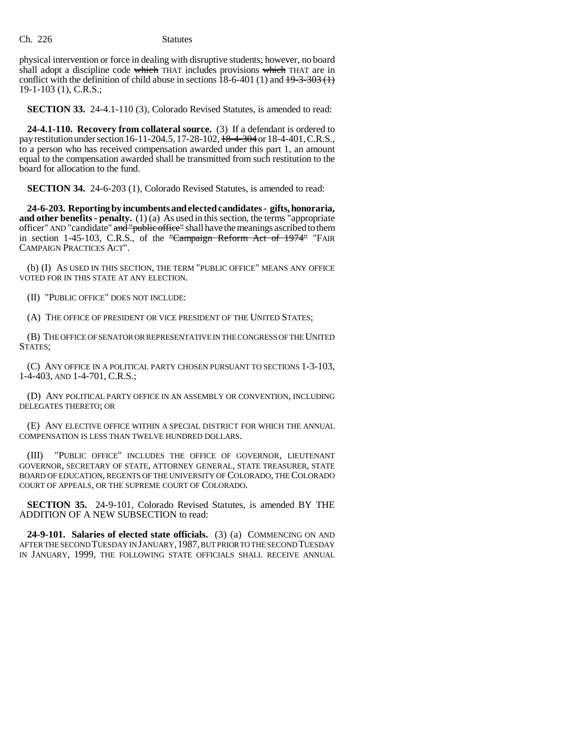physical intervention or force in dealing with disruptive students; however, no board shall adopt a discipline code ~~which~~ THAT includes provisions ~~which~~ THAT are in conflict with the definition of child abuse in sections 18-6-401 (1) and ~~19-3-303 (1)~~ 19-1-103 (1), C.R.S.;

**SECTION 33.** 24-4.1-110 (3), Colorado Revised Statutes, is amended to read:

**24-4.1-110. Recovery from collateral source.** (3) If a defendant is ordered to pay restitution under section 16-11-204.5, 17-28-102, ~~18-4-304~~ or 18-4-401, C.R.S., to a person who has received compensation awarded under this part 1, an amount equal to the compensation awarded shall be transmitted from such restitution to the board for allocation to the fund.

**SECTION 34.** 24-6-203 (1), Colorado Revised Statutes, is amended to read:

**24-6-203. Reporting by incumbents and elected candidates - gifts, honoraria, and other benefits - penalty.** (1) (a) As used in this section, the terms "appropriate officer" AND "candidate" ~~and "public office"~~ shall have the meanings ascribed to them in section 1-45-103, C.R.S., of the ~~"Campaign Reform Act of 1974"~~ "FAIR CAMPAIGN PRACTICES ACT".

(b) (I) AS USED IN THIS SECTION, THE TERM "PUBLIC OFFICE" MEANS ANY OFFICE VOTED FOR IN THIS STATE AT ANY ELECTION.

(II) "PUBLIC OFFICE" DOES NOT INCLUDE:

(A) THE OFFICE OF PRESIDENT OR VICE PRESIDENT OF THE UNITED STATES;

(B) THE OFFICE OF SENATOR OR REPRESENTATIVE IN THE CONGRESS OF THE UNITED STATES;

(C) ANY OFFICE IN A POLITICAL PARTY CHOSEN PURSUANT TO SECTIONS 1-3-103, 1-4-403, AND 1-4-701, C.R.S.;

(D) ANY POLITICAL PARTY OFFICE IN AN ASSEMBLY OR CONVENTION, INCLUDING DELEGATES THERETO; OR

(E) ANY ELECTIVE OFFICE WITHIN A SPECIAL DISTRICT FOR WHICH THE ANNUAL COMPENSATION IS LESS THAN TWELVE HUNDRED DOLLARS.

(III) "PUBLIC OFFICE" INCLUDES THE OFFICE OF GOVERNOR, LIEUTENANT GOVERNOR, SECRETARY OF STATE, ATTORNEY GENERAL, STATE TREASURER, STATE BOARD OF EDUCATION, REGENTS OF THE UNIVERSITY OF COLORADO, THE COLORADO COURT OF APPEALS, OR THE SUPREME COURT OF COLORADO.

**SECTION 35.** 24-9-101, Colorado Revised Statutes, is amended BY THE ADDITION OF A NEW SUBSECTION to read:

**24-9-101. Salaries of elected state officials.** (3) (a) COMMENCING ON AND AFTER THE SECOND TUESDAY IN JANUARY, 1987, BUT PRIOR TO THE SECOND TUESDAY IN JANUARY, 1999, THE FOLLOWING STATE OFFICIALS SHALL RECEIVE ANNUAL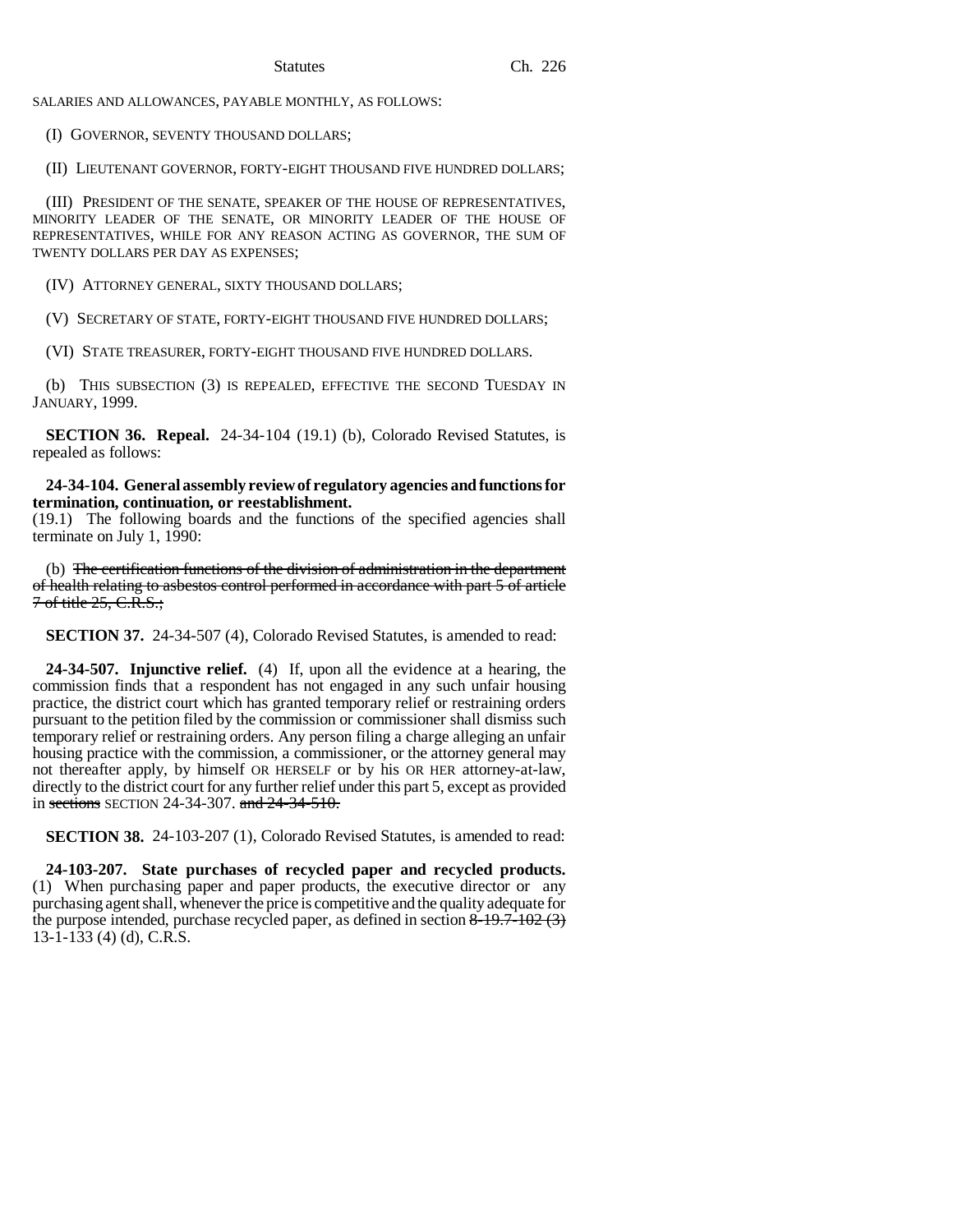SALARIES AND ALLOWANCES, PAYABLE MONTHLY, AS FOLLOWS:

(I) GOVERNOR, SEVENTY THOUSAND DOLLARS;

(II) LIEUTENANT GOVERNOR, FORTY-EIGHT THOUSAND FIVE HUNDRED DOLLARS;

(III) PRESIDENT OF THE SENATE, SPEAKER OF THE HOUSE OF REPRESENTATIVES, MINORITY LEADER OF THE SENATE, OR MINORITY LEADER OF THE HOUSE OF REPRESENTATIVES, WHILE FOR ANY REASON ACTING AS GOVERNOR, THE SUM OF TWENTY DOLLARS PER DAY AS EXPENSES;

(IV) ATTORNEY GENERAL, SIXTY THOUSAND DOLLARS;

(V) SECRETARY OF STATE, FORTY-EIGHT THOUSAND FIVE HUNDRED DOLLARS;

(VI) STATE TREASURER, FORTY-EIGHT THOUSAND FIVE HUNDRED DOLLARS.

(b) THIS SUBSECTION (3) IS REPEALED, EFFECTIVE THE SECOND TUESDAY IN JANUARY, 1999.

**SECTION 36. Repeal.** 24-34-104 (19.1) (b), Colorado Revised Statutes, is repealed as follows:

**24-34-104. General assembly review of regulatory agencies and functions for termination, continuation, or reestablishment.**
(19.1) The following boards and the functions of the specified agencies shall terminate on July 1, 1990:

(b) ~~The certification functions of the division of administration in the department of health relating to asbestos control performed in accordance with part 5 of article 7 of title 25, C.R.S.;~~

**SECTION 37.** 24-34-507 (4), Colorado Revised Statutes, is amended to read:

**24-34-507. Injunctive relief.** (4) If, upon all the evidence at a hearing, the commission finds that a respondent has not engaged in any such unfair housing practice, the district court which has granted temporary relief or restraining orders pursuant to the petition filed by the commission or commissioner shall dismiss such temporary relief or restraining orders. Any person filing a charge alleging an unfair housing practice with the commission, a commissioner, or the attorney general may not thereafter apply, by himself OR HERSELF or by his OR HER attorney-at-law, directly to the district court for any further relief under this part 5, except as provided in ~~sections~~ SECTION 24-34-307. ~~and 24-34-510.~~

**SECTION 38.** 24-103-207 (1), Colorado Revised Statutes, is amended to read:

**24-103-207. State purchases of recycled paper and recycled products.**
(1) When purchasing paper and paper products, the executive director or any purchasing agent shall, whenever the price is competitive and the quality adequate for the purpose intended, purchase recycled paper, as defined in section ~~8-19.7-102 (3)~~ 13-1-133 (4) (d), C.R.S.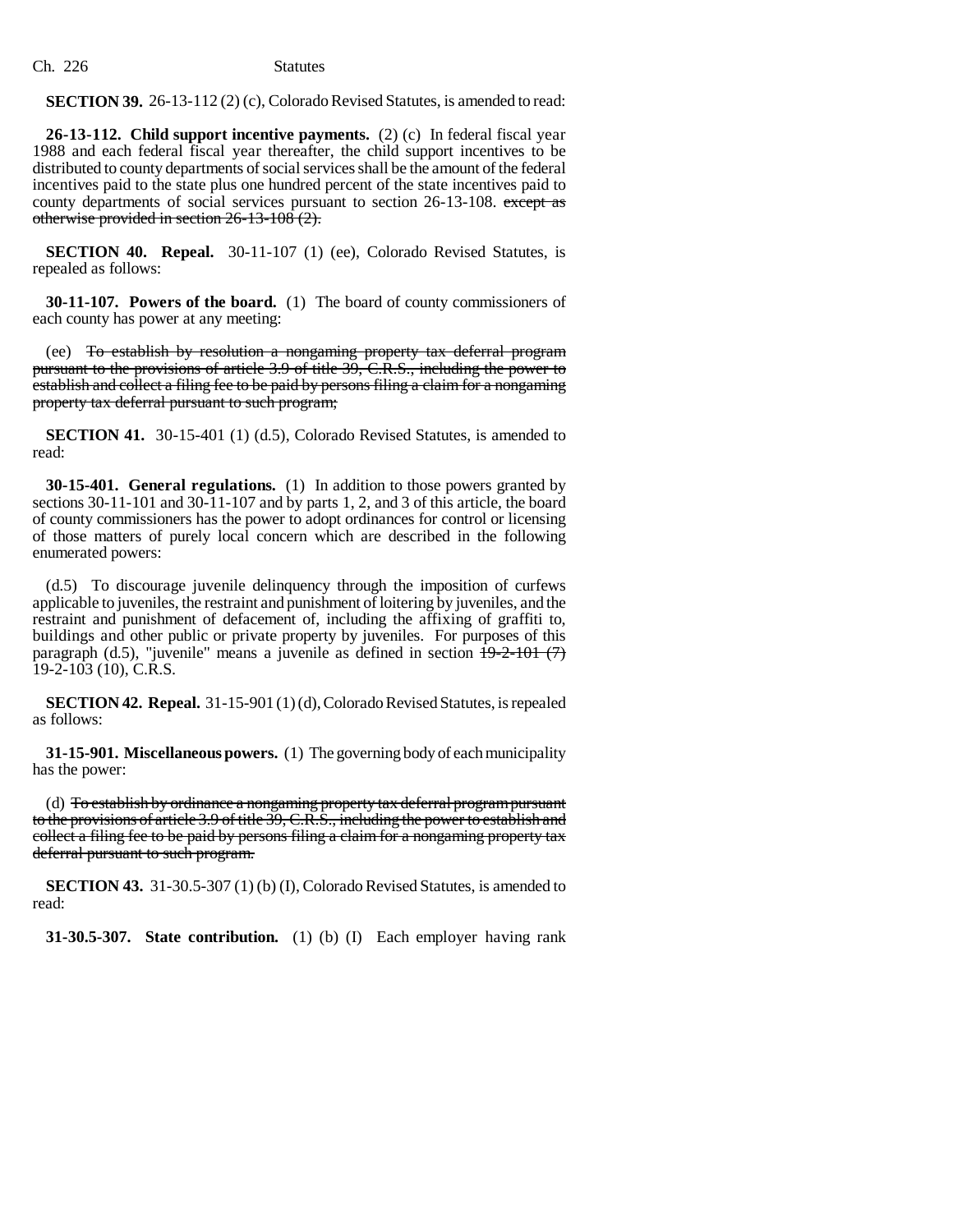**SECTION 39.** 26-13-112 (2) (c), Colorado Revised Statutes, is amended to read:

**26-13-112. Child support incentive payments.** (2) (c) In federal fiscal year 1988 and each federal fiscal year thereafter, the child support incentives to be distributed to county departments of social services shall be the amount of the federal incentives paid to the state plus one hundred percent of the state incentives paid to county departments of social services pursuant to section 26-13-108. ~~except as otherwise provided in section 26-13-108 (2).~~

**SECTION 40. Repeal.** 30-11-107 (1) (ee), Colorado Revised Statutes, is repealed as follows:

**30-11-107. Powers of the board.** (1) The board of county commissioners of each county has power at any meeting:

(ee) ~~To establish by resolution a nongaming property tax deferral program pursuant to the provisions of article 3.9 of title 39, C.R.S., including the power to establish and collect a filing fee to be paid by persons filing a claim for a nongaming property tax deferral pursuant to such program;~~

**SECTION 41.** 30-15-401 (1) (d.5), Colorado Revised Statutes, is amended to read:

**30-15-401. General regulations.** (1) In addition to those powers granted by sections 30-11-101 and 30-11-107 and by parts 1, 2, and 3 of this article, the board of county commissioners has the power to adopt ordinances for control or licensing of those matters of purely local concern which are described in the following enumerated powers:

(d.5) To discourage juvenile delinquency through the imposition of curfews applicable to juveniles, the restraint and punishment of loitering by juveniles, and the restraint and punishment of defacement of, including the affixing of graffiti to, buildings and other public or private property by juveniles. For purposes of this paragraph (d.5), "juvenile" means a juvenile as defined in section ~~19-2-101 (7)~~ 19-2-103 (10), C.R.S.

**SECTION 42. Repeal.** 31-15-901 (1) (d), Colorado Revised Statutes, is repealed as follows:

**31-15-901. Miscellaneous powers.** (1) The governing body of each municipality has the power:

(d) ~~To establish by ordinance a nongaming property tax deferral program pursuant to the provisions of article 3.9 of title 39, C.R.S., including the power to establish and collect a filing fee to be paid by persons filing a claim for a nongaming property tax deferral pursuant to such program.~~

**SECTION 43.** 31-30.5-307 (1) (b) (I), Colorado Revised Statutes, is amended to read:

**31-30.5-307. State contribution.** (1) (b) (I) Each employer having rank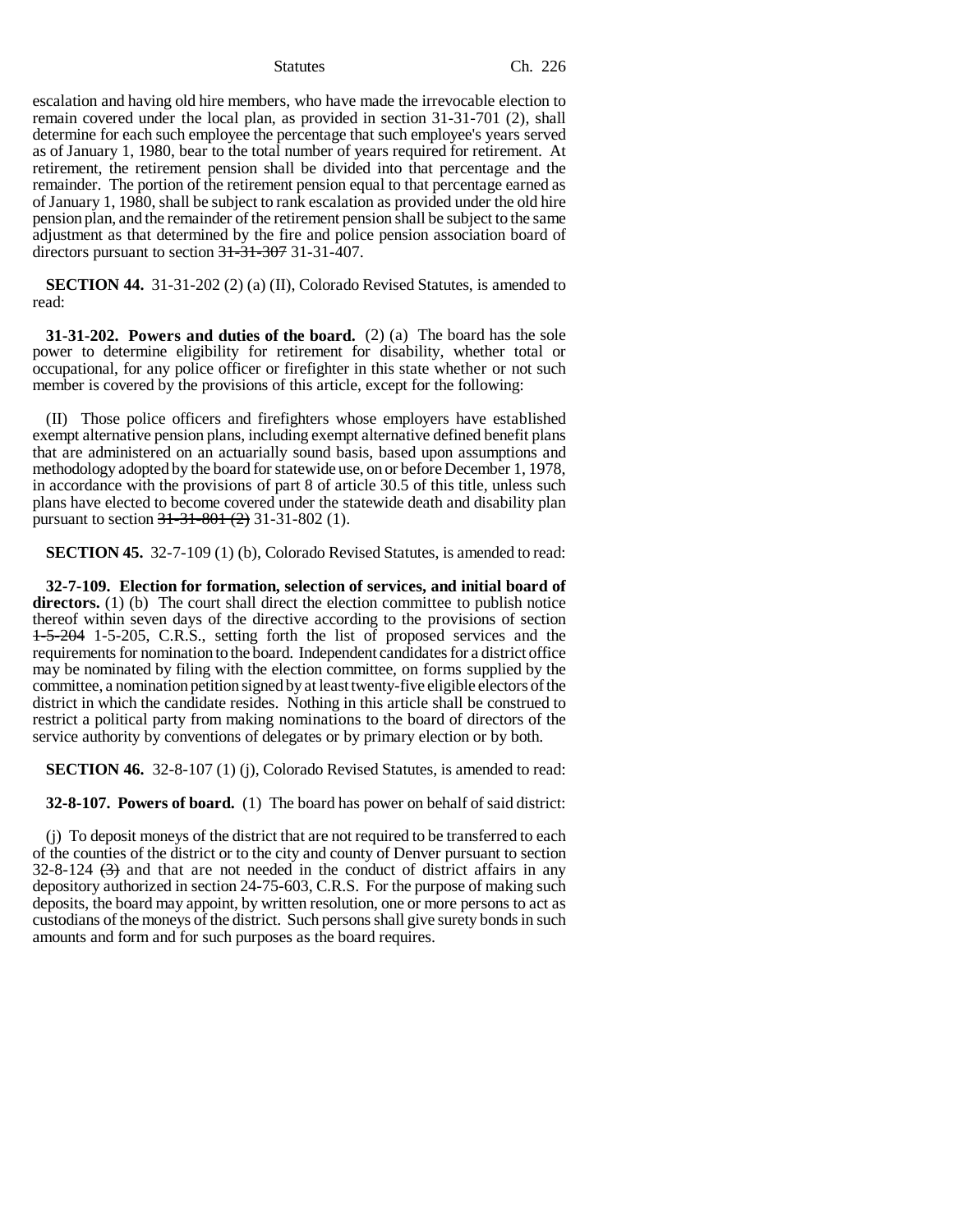escalation and having old hire members, who have made the irrevocable election to remain covered under the local plan, as provided in section 31-31-701 (2), shall determine for each such employee the percentage that such employee's years served as of January 1, 1980, bear to the total number of years required for retirement. At retirement, the retirement pension shall be divided into that percentage and the remainder. The portion of the retirement pension equal to that percentage earned as of January 1, 1980, shall be subject to rank escalation as provided under the old hire pension plan, and the remainder of the retirement pension shall be subject to the same adjustment as that determined by the fire and police pension association board of directors pursuant to section ~~31-31-307~~ 31-31-407.

**SECTION 44.** 31-31-202 (2) (a) (II), Colorado Revised Statutes, is amended to read:

**31-31-202. Powers and duties of the board.** (2) (a) The board has the sole power to determine eligibility for retirement for disability, whether total or occupational, for any police officer or firefighter in this state whether or not such member is covered by the provisions of this article, except for the following:

(II) Those police officers and firefighters whose employers have established exempt alternative pension plans, including exempt alternative defined benefit plans that are administered on an actuarially sound basis, based upon assumptions and methodology adopted by the board for statewide use, on or before December 1, 1978, in accordance with the provisions of part 8 of article 30.5 of this title, unless such plans have elected to become covered under the statewide death and disability plan pursuant to section ~~31-31-801 (2)~~ 31-31-802 (1).

**SECTION 45.** 32-7-109 (1) (b), Colorado Revised Statutes, is amended to read:

**32-7-109. Election for formation, selection of services, and initial board of directors.** (1) (b) The court shall direct the election committee to publish notice thereof within seven days of the directive according to the provisions of section ~~1-5-204~~ 1-5-205, C.R.S., setting forth the list of proposed services and the requirements for nomination to the board. Independent candidates for a district office may be nominated by filing with the election committee, on forms supplied by the committee, a nomination petition signed by at least twenty-five eligible electors of the district in which the candidate resides. Nothing in this article shall be construed to restrict a political party from making nominations to the board of directors of the service authority by conventions of delegates or by primary election or by both.

**SECTION 46.** 32-8-107 (1) (j), Colorado Revised Statutes, is amended to read:

**32-8-107. Powers of board.** (1) The board has power on behalf of said district:

(j) To deposit moneys of the district that are not required to be transferred to each of the counties of the district or to the city and county of Denver pursuant to section 32-8-124 ~~(3)~~ and that are not needed in the conduct of district affairs in any depository authorized in section 24-75-603, C.R.S. For the purpose of making such deposits, the board may appoint, by written resolution, one or more persons to act as custodians of the moneys of the district. Such persons shall give surety bonds in such amounts and form and for such purposes as the board requires.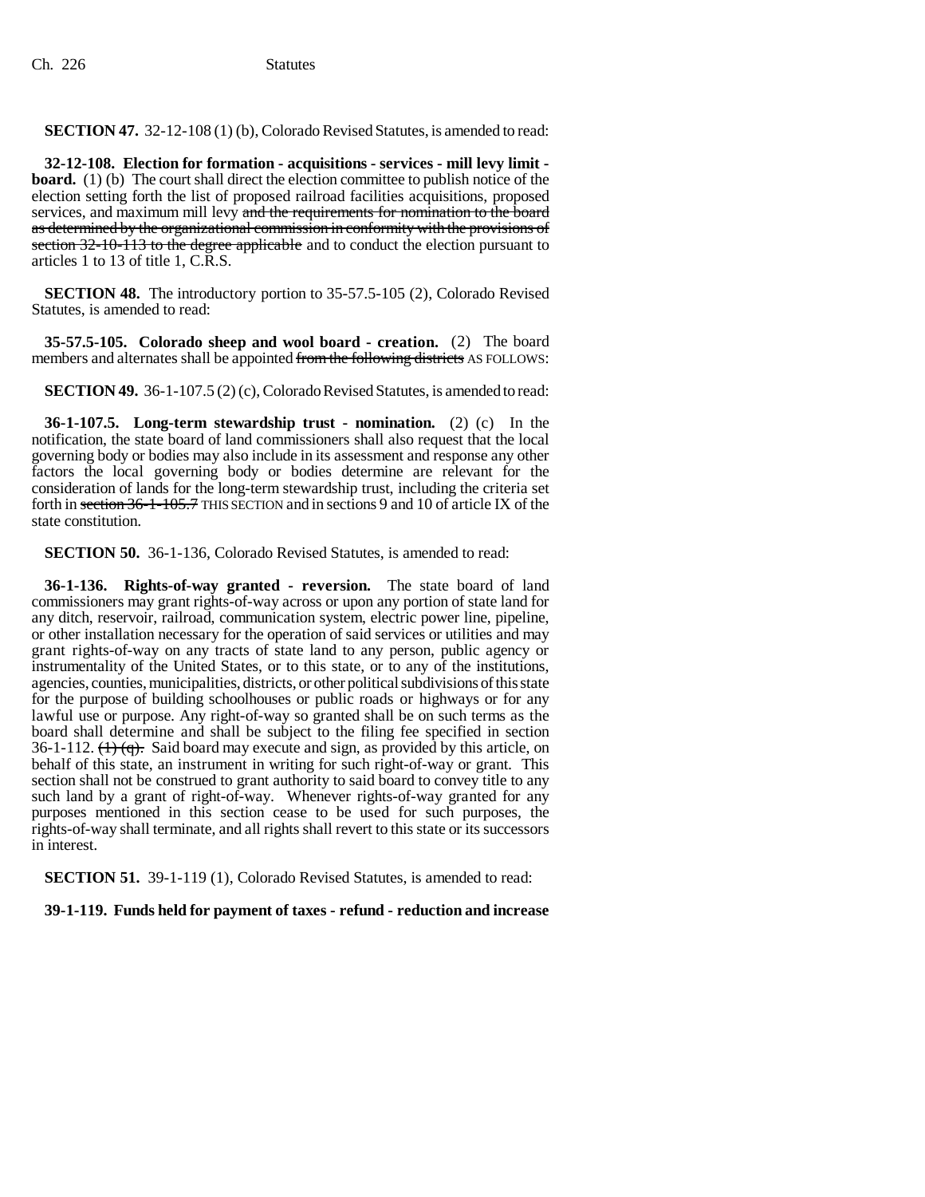**SECTION 47.** 32-12-108 (1) (b), Colorado Revised Statutes, is amended to read:

**32-12-108. Election for formation - acquisitions - services - mill levy limit - board.** (1) (b) The court shall direct the election committee to publish notice of the election setting forth the list of proposed railroad facilities acquisitions, proposed services, and maximum mill levy ~~and the requirements for nomination to the board as determined by the organizational commission in conformity with the provisions of section 32-10-113 to the degree applicable~~ and to conduct the election pursuant to articles 1 to 13 of title 1, C.R.S.

**SECTION 48.** The introductory portion to 35-57.5-105 (2), Colorado Revised Statutes, is amended to read:

**35-57.5-105. Colorado sheep and wool board - creation.** (2) The board members and alternates shall be appointed ~~from the following districts~~ AS FOLLOWS:

**SECTION 49.** 36-1-107.5 (2) (c), Colorado Revised Statutes, is amended to read:

**36-1-107.5. Long-term stewardship trust - nomination.** (2) (c) In the notification, the state board of land commissioners shall also request that the local governing body or bodies may also include in its assessment and response any other factors the local governing body or bodies determine are relevant for the consideration of lands for the long-term stewardship trust, including the criteria set forth in ~~section 36-1-105.7~~ THIS SECTION and in sections 9 and 10 of article IX of the state constitution.

**SECTION 50.** 36-1-136, Colorado Revised Statutes, is amended to read:

**36-1-136. Rights-of-way granted - reversion.** The state board of land commissioners may grant rights-of-way across or upon any portion of state land for any ditch, reservoir, railroad, communication system, electric power line, pipeline, or other installation necessary for the operation of said services or utilities and may grant rights-of-way on any tracts of state land to any person, public agency or instrumentality of the United States, or to this state, or to any of the institutions, agencies, counties, municipalities, districts, or other political subdivisions of this state for the purpose of building schoolhouses or public roads or highways or for any lawful use or purpose. Any right-of-way so granted shall be on such terms as the board shall determine and shall be subject to the filing fee specified in section 36-1-112. ~~(1) (q).~~ Said board may execute and sign, as provided by this article, on behalf of this state, an instrument in writing for such right-of-way or grant. This section shall not be construed to grant authority to said board to convey title to any such land by a grant of right-of-way. Whenever rights-of-way granted for any purposes mentioned in this section cease to be used for such purposes, the rights-of-way shall terminate, and all rights shall revert to this state or its successors in interest.

**SECTION 51.** 39-1-119 (1), Colorado Revised Statutes, is amended to read:

**39-1-119. Funds held for payment of taxes - refund - reduction and increase**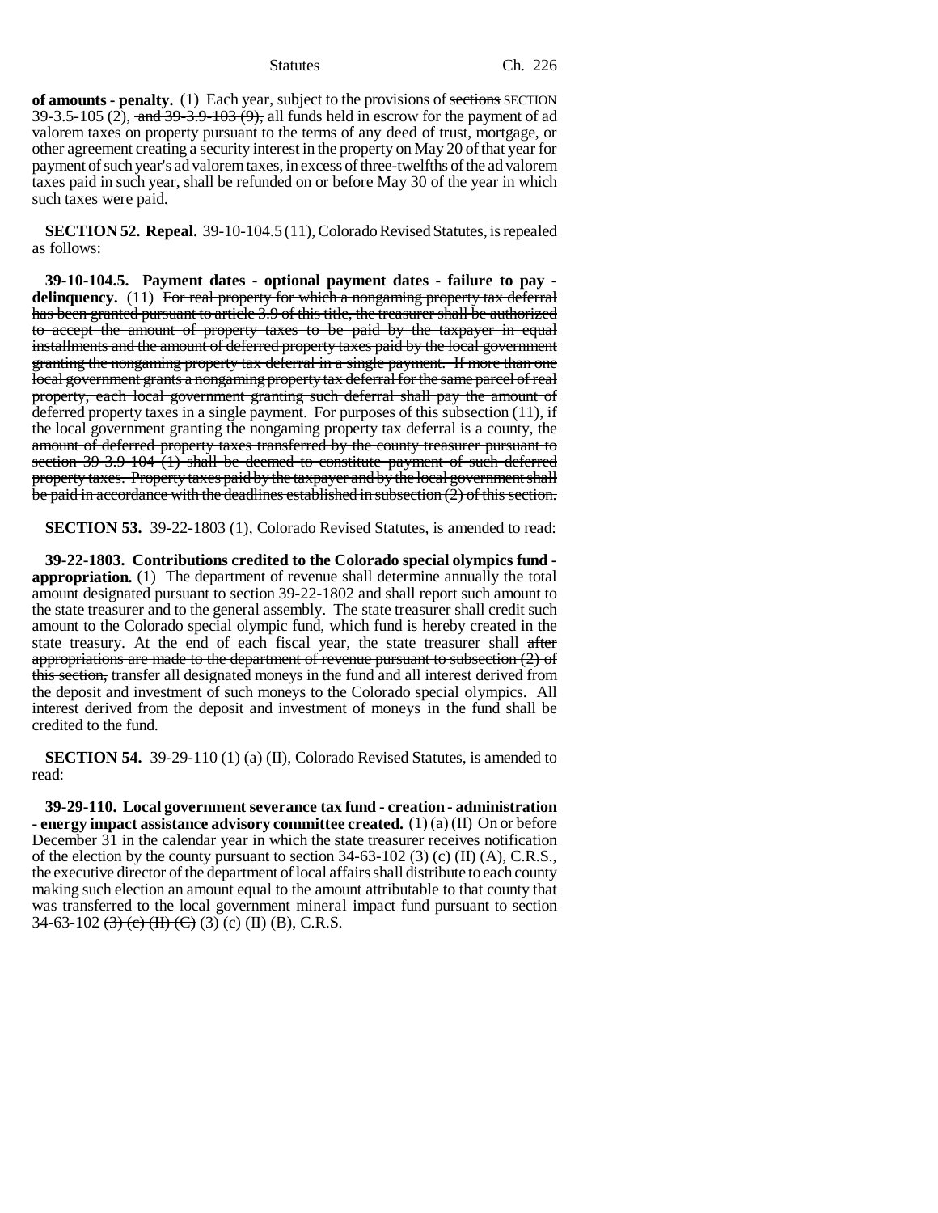**of amounts - penalty.** (1) Each year, subject to the provisions of ~~sections~~ SECTION 39-3.5-105 (2), ~~and 39-3.9-103 (9),~~ all funds held in escrow for the payment of ad valorem taxes on property pursuant to the terms of any deed of trust, mortgage, or other agreement creating a security interest in the property on May 20 of that year for payment of such year's ad valorem taxes, in excess of three-twelfths of the ad valorem taxes paid in such year, shall be refunded on or before May 30 of the year in which such taxes were paid.

**SECTION 52. Repeal.** 39-10-104.5 (11), Colorado Revised Statutes, is repealed as follows:

**39-10-104.5. Payment dates - optional payment dates - failure to pay - delinquency.** (11) ~~For real property for which a nongaming property tax deferral has been granted pursuant to article 3.9 of this title, the treasurer shall be authorized to accept the amount of property taxes to be paid by the taxpayer in equal installments and the amount of deferred property taxes paid by the local government granting the nongaming property tax deferral in a single payment. If more than one local government grants a nongaming property tax deferral for the same parcel of real property, each local government granting such deferral shall pay the amount of deferred property taxes in a single payment. For purposes of this subsection (11), if the local government granting the nongaming property tax deferral is a county, the amount of deferred property taxes transferred by the county treasurer pursuant to section 39-3.9-104 (1) shall be deemed to constitute payment of such deferred property taxes. Property taxes paid by the taxpayer and by the local government shall be paid in accordance with the deadlines established in subsection (2) of this section.~~

**SECTION 53.** 39-22-1803 (1), Colorado Revised Statutes, is amended to read:

**39-22-1803. Contributions credited to the Colorado special olympics fund - appropriation.** (1) The department of revenue shall determine annually the total amount designated pursuant to section 39-22-1802 and shall report such amount to the state treasurer and to the general assembly. The state treasurer shall credit such amount to the Colorado special olympic fund, which fund is hereby created in the state treasury. At the end of each fiscal year, the state treasurer shall ~~after appropriations are made to the department of revenue pursuant to subsection (2) of this section,~~ transfer all designated moneys in the fund and all interest derived from the deposit and investment of such moneys to the Colorado special olympics. All interest derived from the deposit and investment of moneys in the fund shall be credited to the fund.

**SECTION 54.** 39-29-110 (1) (a) (II), Colorado Revised Statutes, is amended to read:

**39-29-110. Local government severance tax fund - creation - administration - energy impact assistance advisory committee created.** (1) (a) (II) On or before December 31 in the calendar year in which the state treasurer receives notification of the election by the county pursuant to section 34-63-102 (3) (c) (II) (A), C.R.S., the executive director of the department of local affairs shall distribute to each county making such election an amount equal to the amount attributable to that county that was transferred to the local government mineral impact fund pursuant to section 34-63-102 ~~(3) (c) (II) (C)~~ (3) (c) (II) (B), C.R.S.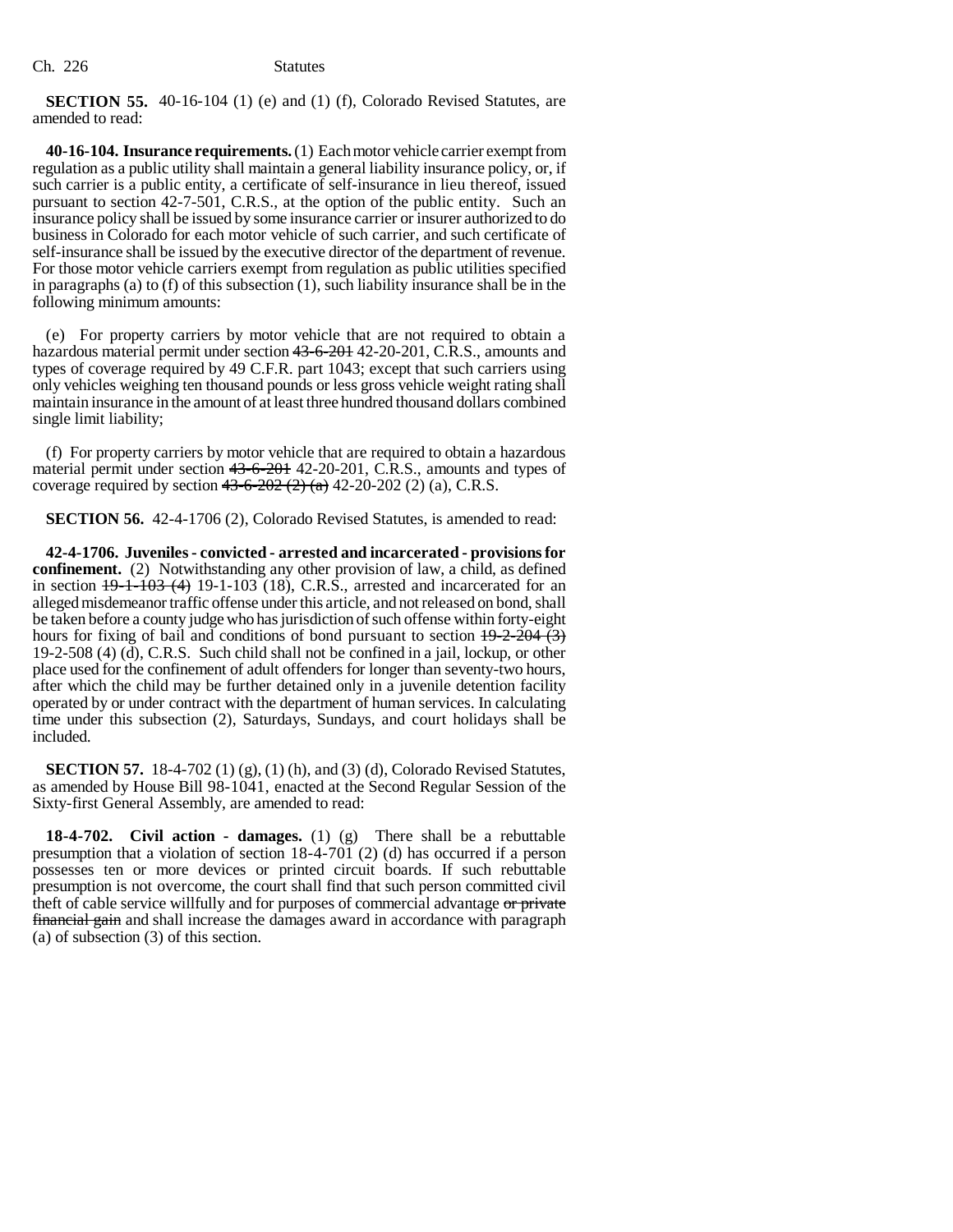**SECTION 55.** 40-16-104 (1) (e) and (1) (f), Colorado Revised Statutes, are amended to read:

**40-16-104. Insurance requirements.** (1) Each motor vehicle carrier exempt from regulation as a public utility shall maintain a general liability insurance policy, or, if such carrier is a public entity, a certificate of self-insurance in lieu thereof, issued pursuant to section 42-7-501, C.R.S., at the option of the public entity. Such an insurance policy shall be issued by some insurance carrier or insurer authorized to do business in Colorado for each motor vehicle of such carrier, and such certificate of self-insurance shall be issued by the executive director of the department of revenue. For those motor vehicle carriers exempt from regulation as public utilities specified in paragraphs (a) to (f) of this subsection (1), such liability insurance shall be in the following minimum amounts:

(e) For property carriers by motor vehicle that are not required to obtain a hazardous material permit under section ~~43-6-201~~ 42-20-201, C.R.S., amounts and types of coverage required by 49 C.F.R. part 1043; except that such carriers using only vehicles weighing ten thousand pounds or less gross vehicle weight rating shall maintain insurance in the amount of at least three hundred thousand dollars combined single limit liability;

(f) For property carriers by motor vehicle that are required to obtain a hazardous material permit under section ~~43-6-201~~ 42-20-201, C.R.S., amounts and types of coverage required by section ~~43-6-202 (2) (a)~~ 42-20-202 (2) (a), C.R.S.

**SECTION 56.** 42-4-1706 (2), Colorado Revised Statutes, is amended to read:

**42-4-1706. Juveniles - convicted - arrested and incarcerated - provisions for confinement.** (2) Notwithstanding any other provision of law, a child, as defined in section ~~19-1-103 (4)~~ 19-1-103 (18), C.R.S., arrested and incarcerated for an alleged misdemeanor traffic offense under this article, and not released on bond, shall be taken before a county judge who has jurisdiction of such offense within forty-eight hours for fixing of bail and conditions of bond pursuant to section ~~19-2-204 (3)~~ 19-2-508 (4) (d), C.R.S. Such child shall not be confined in a jail, lockup, or other place used for the confinement of adult offenders for longer than seventy-two hours, after which the child may be further detained only in a juvenile detention facility operated by or under contract with the department of human services. In calculating time under this subsection (2), Saturdays, Sundays, and court holidays shall be included.

**SECTION 57.** 18-4-702 (1) (g), (1) (h), and (3) (d), Colorado Revised Statutes, as amended by House Bill 98-1041, enacted at the Second Regular Session of the Sixty-first General Assembly, are amended to read:

**18-4-702. Civil action - damages.** (1) (g) There shall be a rebuttable presumption that a violation of section 18-4-701 (2) (d) has occurred if a person possesses ten or more devices or printed circuit boards. If such rebuttable presumption is not overcome, the court shall find that such person committed civil theft of cable service willfully and for purposes of commercial advantage ~~or private financial gain~~ and shall increase the damages award in accordance with paragraph (a) of subsection (3) of this section.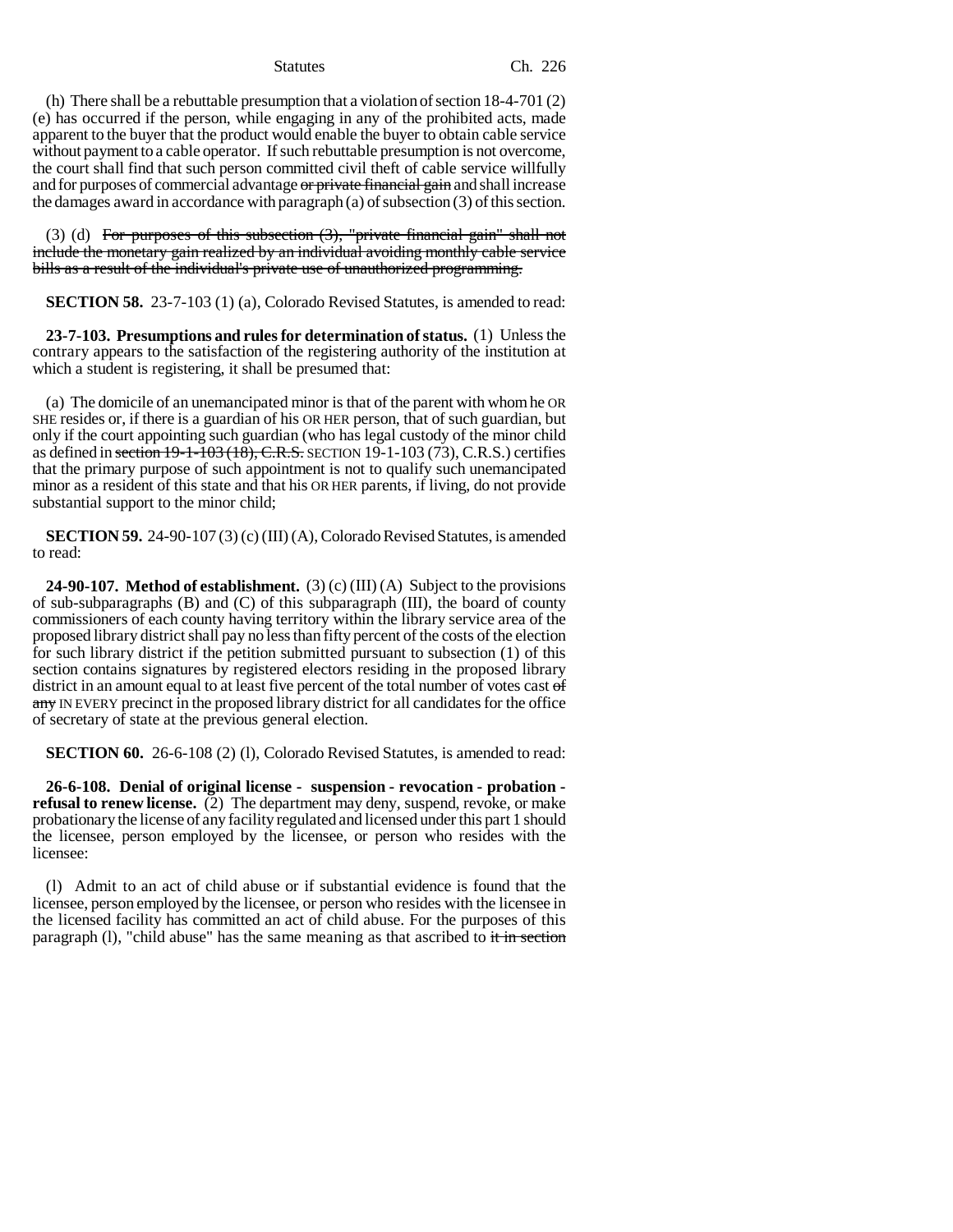(h) There shall be a rebuttable presumption that a violation of section 18-4-701 (2) (e) has occurred if the person, while engaging in any of the prohibited acts, made apparent to the buyer that the product would enable the buyer to obtain cable service without payment to a cable operator. If such rebuttable presumption is not overcome, the court shall find that such person committed civil theft of cable service willfully and for purposes of commercial advantage ~~or private financial gain~~ and shall increase the damages award in accordance with paragraph (a) of subsection (3) of this section.

(3) (d) ~~For purposes of this subsection (3), "private financial gain" shall not include the monetary gain realized by an individual avoiding monthly cable service bills as a result of the individual's private use of unauthorized programming.~~

**SECTION 58.** 23-7-103 (1) (a), Colorado Revised Statutes, is amended to read:

**23-7-103. Presumptions and rules for determination of status.** (1) Unless the contrary appears to the satisfaction of the registering authority of the institution at which a student is registering, it shall be presumed that:

(a) The domicile of an unemancipated minor is that of the parent with whom he OR SHE resides or, if there is a guardian of his OR HER person, that of such guardian, but only if the court appointing such guardian (who has legal custody of the minor child as defined in ~~section 19-1-103 (18), C.R.S.~~ SECTION 19-1-103 (73), C.R.S.) certifies that the primary purpose of such appointment is not to qualify such unemancipated minor as a resident of this state and that his OR HER parents, if living, do not provide substantial support to the minor child;

**SECTION 59.** 24-90-107 (3) (c) (III) (A), Colorado Revised Statutes, is amended to read:

**24-90-107. Method of establishment.** (3) (c) (III) (A) Subject to the provisions of sub-subparagraphs (B) and (C) of this subparagraph (III), the board of county commissioners of each county having territory within the library service area of the proposed library district shall pay no less than fifty percent of the costs of the election for such library district if the petition submitted pursuant to subsection (1) of this section contains signatures by registered electors residing in the proposed library district in an amount equal to at least five percent of the total number of votes cast ~~of any~~ IN EVERY precinct in the proposed library district for all candidates for the office of secretary of state at the previous general election.

**SECTION 60.** 26-6-108 (2) (l), Colorado Revised Statutes, is amended to read:

**26-6-108. Denial of original license - suspension - revocation - probation - refusal to renew license.** (2) The department may deny, suspend, revoke, or make probationary the license of any facility regulated and licensed under this part 1 should the licensee, person employed by the licensee, or person who resides with the licensee:

(l) Admit to an act of child abuse or if substantial evidence is found that the licensee, person employed by the licensee, or person who resides with the licensee in the licensed facility has committed an act of child abuse. For the purposes of this paragraph (l), "child abuse" has the same meaning as that ascribed to ~~it in section~~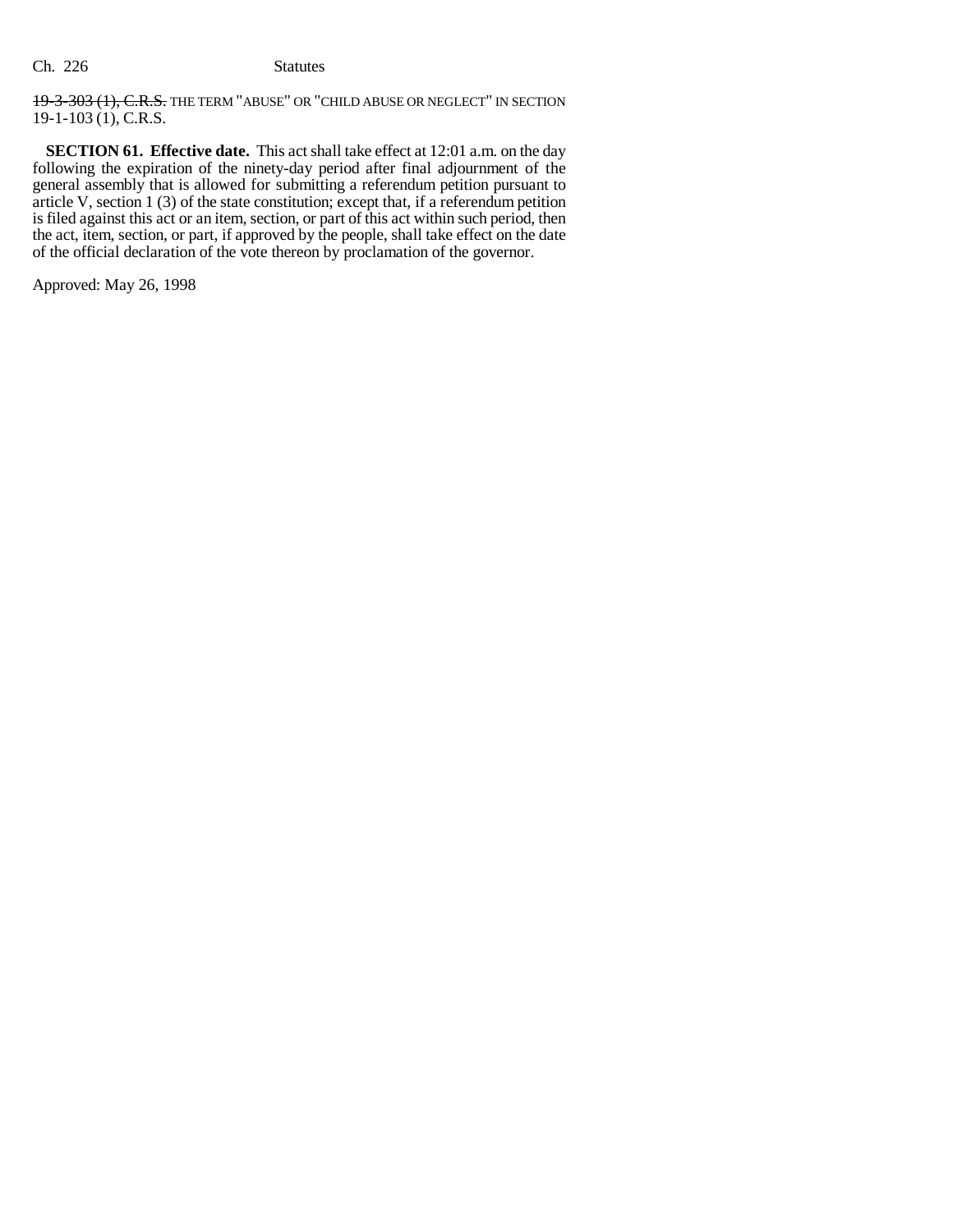~~19-3-303 (1), C.R.S.~~ THE TERM "ABUSE" OR "CHILD ABUSE OR NEGLECT" IN SECTION 19-1-103 (1), C.R.S.

**SECTION 61. Effective date.** This act shall take effect at 12:01 a.m. on the day following the expiration of the ninety-day period after final adjournment of the general assembly that is allowed for submitting a referendum petition pursuant to article V, section 1 (3) of the state constitution; except that, if a referendum petition is filed against this act or an item, section, or part of this act within such period, then the act, item, section, or part, if approved by the people, shall take effect on the date of the official declaration of the vote thereon by proclamation of the governor.

Approved: May 26, 1998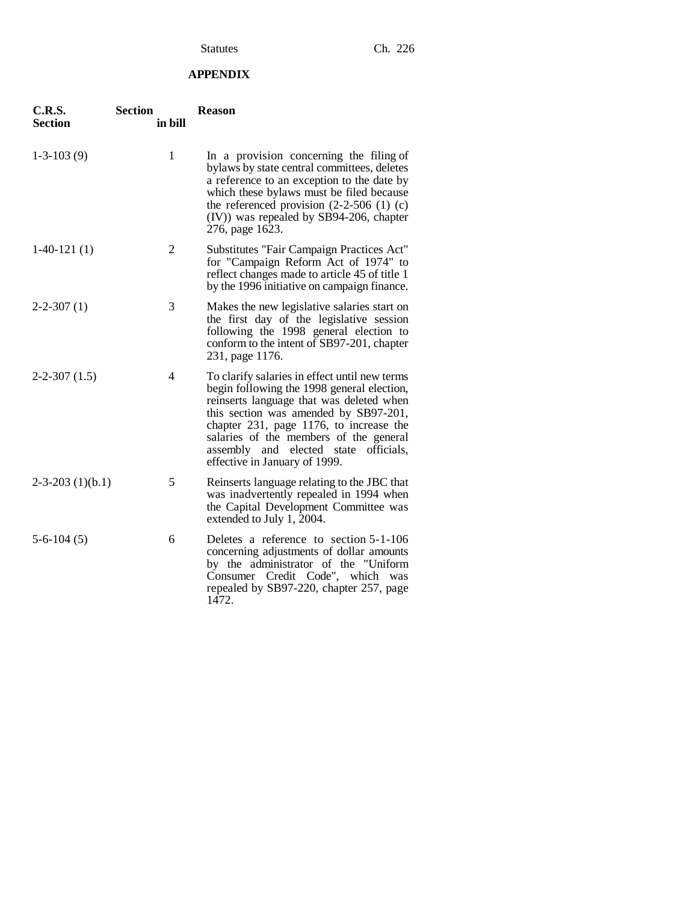## APPENDIX

| C.R.S. Section | Section in bill | Reason |
|---|---|---|
| 1-3-103 (9) | 1 | In a provision concerning the filing of bylaws by state central committees, deletes a reference to an exception to the date by which these bylaws must be filed because the referenced provision (2-2-506 (1) (c) (IV)) was repealed by SB94-206, chapter 276, page 1623. |
| 1-40-121 (1) | 2 | Substitutes "Fair Campaign Practices Act" for "Campaign Reform Act of 1974" to reflect changes made to article 45 of title 1 by the 1996 initiative on campaign finance. |
| 2-2-307 (1) | 3 | Makes the new legislative salaries start on the first day of the legislative session following the 1998 general election to conform to the intent of SB97-201, chapter 231, page 1176. |
| 2-2-307 (1.5) | 4 | To clarify salaries in effect until new terms begin following the 1998 general election, reinserts language that was deleted when this section was amended by SB97-201, chapter 231, page 1176, to increase the salaries of the members of the general assembly and elected state officials, effective in January of 1999. |
| 2-3-203 (1)(b.1) | 5 | Reinserts language relating to the JBC that was inadvertently repealed in 1994 when the Capital Development Committee was extended to July 1, 2004. |
| 5-6-104 (5) | 6 | Deletes a reference to section 5-1-106 concerning adjustments of dollar amounts by the administrator of the "Uniform Consumer Credit Code", which was repealed by SB97-220, chapter 257, page 1472. |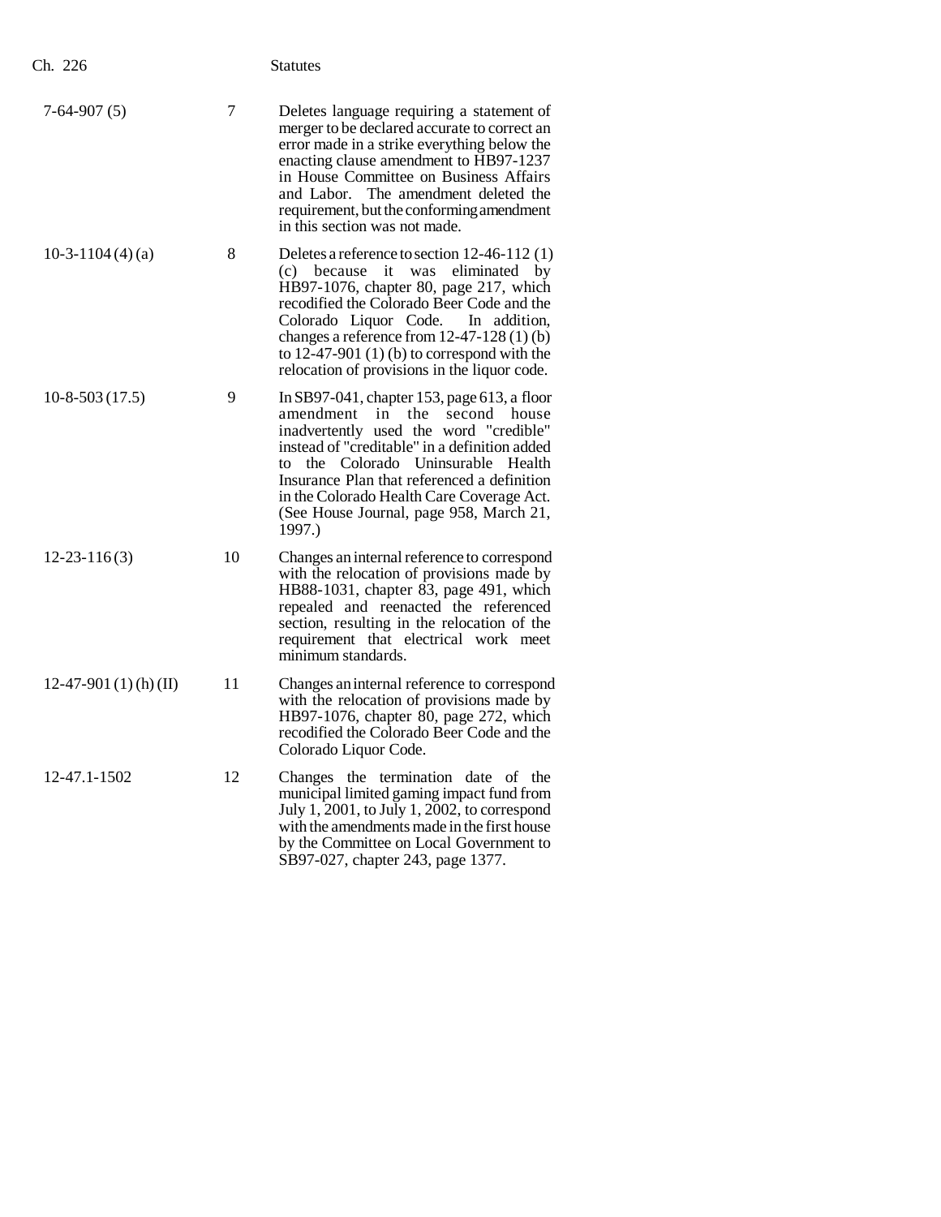| | | |
|---|---|---|
| 7-64-907 (5) | 7 | Deletes language requiring a statement of merger to be declared accurate to correct an error made in a strike everything below the enacting clause amendment to HB97-1237 in House Committee on Business Affairs and Labor. The amendment deleted the requirement, but the conforming amendment in this section was not made. |
| 10-3-1104 (4) (a) | 8 | Deletes a reference to section 12-46-112 (1) (c) because it was eliminated by HB97-1076, chapter 80, page 217, which recodified the Colorado Beer Code and the Colorado Liquor Code. In addition, changes a reference from 12-47-128 (1) (b) to 12-47-901 (1) (b) to correspond with the relocation of provisions in the liquor code. |
| 10-8-503 (17.5) | 9 | In SB97-041, chapter 153, page 613, a floor amendment in the second house inadvertently used the word "credible" instead of "creditable" in a definition added to the Colorado Uninsurable Health Insurance Plan that referenced a definition in the Colorado Health Care Coverage Act. (See House Journal, page 958, March 21, 1997.) |
| 12-23-116 (3) | 10 | Changes an internal reference to correspond with the relocation of provisions made by HB88-1031, chapter 83, page 491, which repealed and reenacted the referenced section, resulting in the relocation of the requirement that electrical work meet minimum standards. |
| 12-47-901 (1) (h) (II) | 11 | Changes an internal reference to correspond with the relocation of provisions made by HB97-1076, chapter 80, page 272, which recodified the Colorado Beer Code and the Colorado Liquor Code. |
| 12-47.1-1502 | 12 | Changes the termination date of the municipal limited gaming impact fund from July 1, 2001, to July 1, 2002, to correspond with the amendments made in the first house by the Committee on Local Government to SB97-027, chapter 243, page 1377. |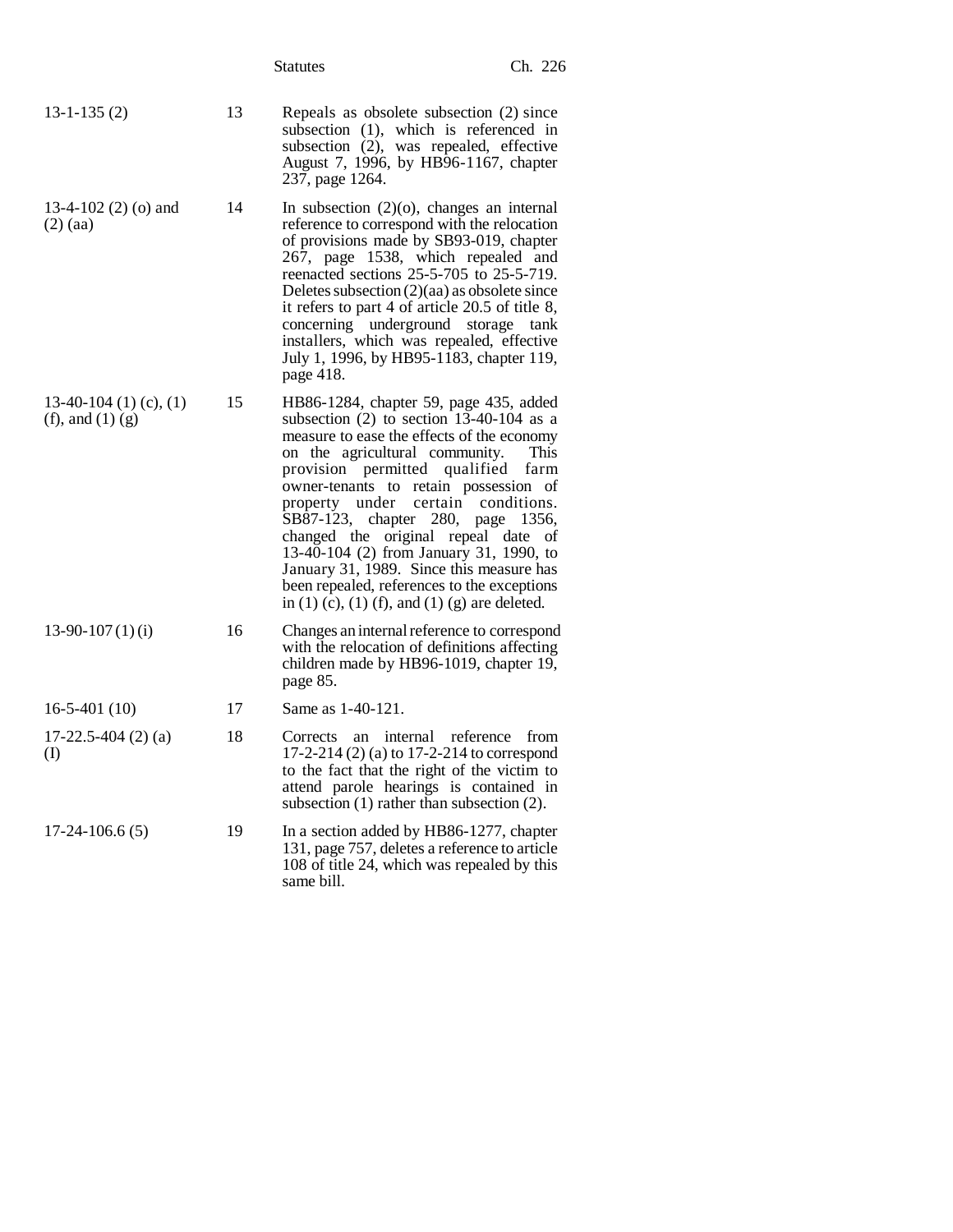| | | |
|---|---|---|
| 13-1-135 (2) | 13 | Repeals as obsolete subsection (2) since subsection (1), which is referenced in subsection (2), was repealed, effective August 7, 1996, by HB96-1167, chapter 237, page 1264. |
| 13-4-102 (2) (o) and (2) (aa) | 14 | In subsection (2)(o), changes an internal reference to correspond with the relocation of provisions made by SB93-019, chapter 267, page 1538, which repealed and reenacted sections 25-5-705 to 25-5-719. Deletes subsection (2)(aa) as obsolete since it refers to part 4 of article 20.5 of title 8, concerning underground storage tank installers, which was repealed, effective July 1, 1996, by HB95-1183, chapter 119, page 418. |
| 13-40-104 (1) (c), (1) (f), and (1) (g) | 15 | HB86-1284, chapter 59, page 435, added subsection (2) to section 13-40-104 as a measure to ease the effects of the economy on the agricultural community. This provision permitted qualified farm owner-tenants to retain possession of property under certain conditions. SB87-123, chapter 280, page 1356, changed the original repeal date of 13-40-104 (2) from January 31, 1990, to January 31, 1989. Since this measure has been repealed, references to the exceptions in (1) (c), (1) (f), and (1) (g) are deleted. |
| 13-90-107 (1) (i) | 16 | Changes an internal reference to correspond with the relocation of definitions affecting children made by HB96-1019, chapter 19, page 85. |
| 16-5-401 (10) | 17 | Same as 1-40-121. |
| 17-22.5-404 (2) (a) (I) | 18 | Corrects an internal reference from 17-2-214 (2) (a) to 17-2-214 to correspond to the fact that the right of the victim to attend parole hearings is contained in subsection (1) rather than subsection (2). |
| 17-24-106.6 (5) | 19 | In a section added by HB86-1277, chapter 131, page 757, deletes a reference to article 108 of title 24, which was repealed by this same bill. |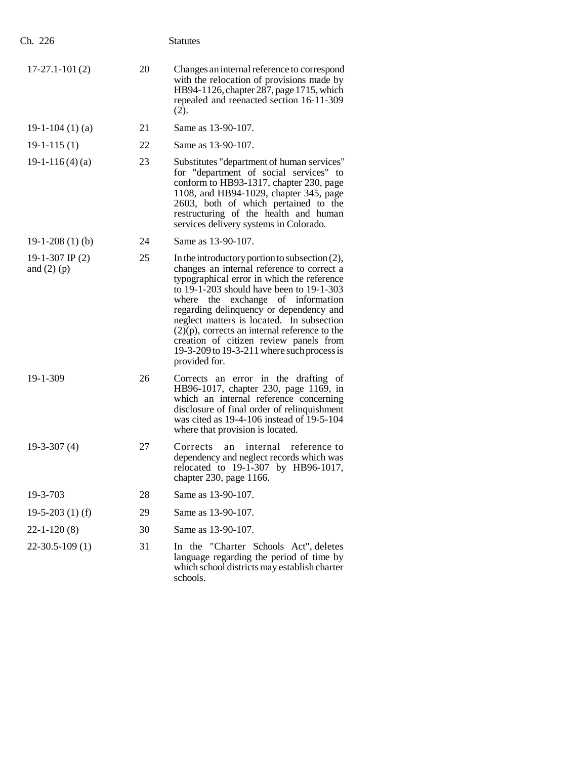| | | |
|---|---|---|
| 17-27.1-101 (2) | 20 | Changes an internal reference to correspond with the relocation of provisions made by HB94-1126, chapter 287, page 1715, which repealed and reenacted section 16-11-309 (2). |
| 19-1-104 (1) (a) | 21 | Same as 13-90-107. |
| 19-1-115 (1) | 22 | Same as 13-90-107. |
| 19-1-116 (4) (a) | 23 | Substitutes "department of human services" for "department of social services" to conform to HB93-1317, chapter 230, page 1108, and HB94-1029, chapter 345, page 2603, both of which pertained to the restructuring of the health and human services delivery systems in Colorado. |
| 19-1-208 (1) (b) | 24 | Same as 13-90-107. |
| 19-1-307 IP (2) and (2) (p) | 25 | In the introductory portion to subsection (2), changes an internal reference to correct a typographical error in which the reference to 19-1-203 should have been to 19-1-303 where the exchange of information regarding delinquency or dependency and neglect matters is located. In subsection (2)(p), corrects an internal reference to the creation of citizen review panels from 19-3-209 to 19-3-211 where such process is provided for. |
| 19-1-309 | 26 | Corrects an error in the drafting of HB96-1017, chapter 230, page 1169, in which an internal reference concerning disclosure of final order of relinquishment was cited as 19-4-106 instead of 19-5-104 where that provision is located. |
| 19-3-307 (4) | 27 | Corrects an internal reference to dependency and neglect records which was relocated to 19-1-307 by HB96-1017, chapter 230, page 1166. |
| 19-3-703 | 28 | Same as 13-90-107. |
| 19-5-203 (1) (f) | 29 | Same as 13-90-107. |
| 22-1-120 (8) | 30 | Same as 13-90-107. |
| 22-30.5-109 (1) | 31 | In the "Charter Schools Act", deletes language regarding the period of time by which school districts may establish charter schools. |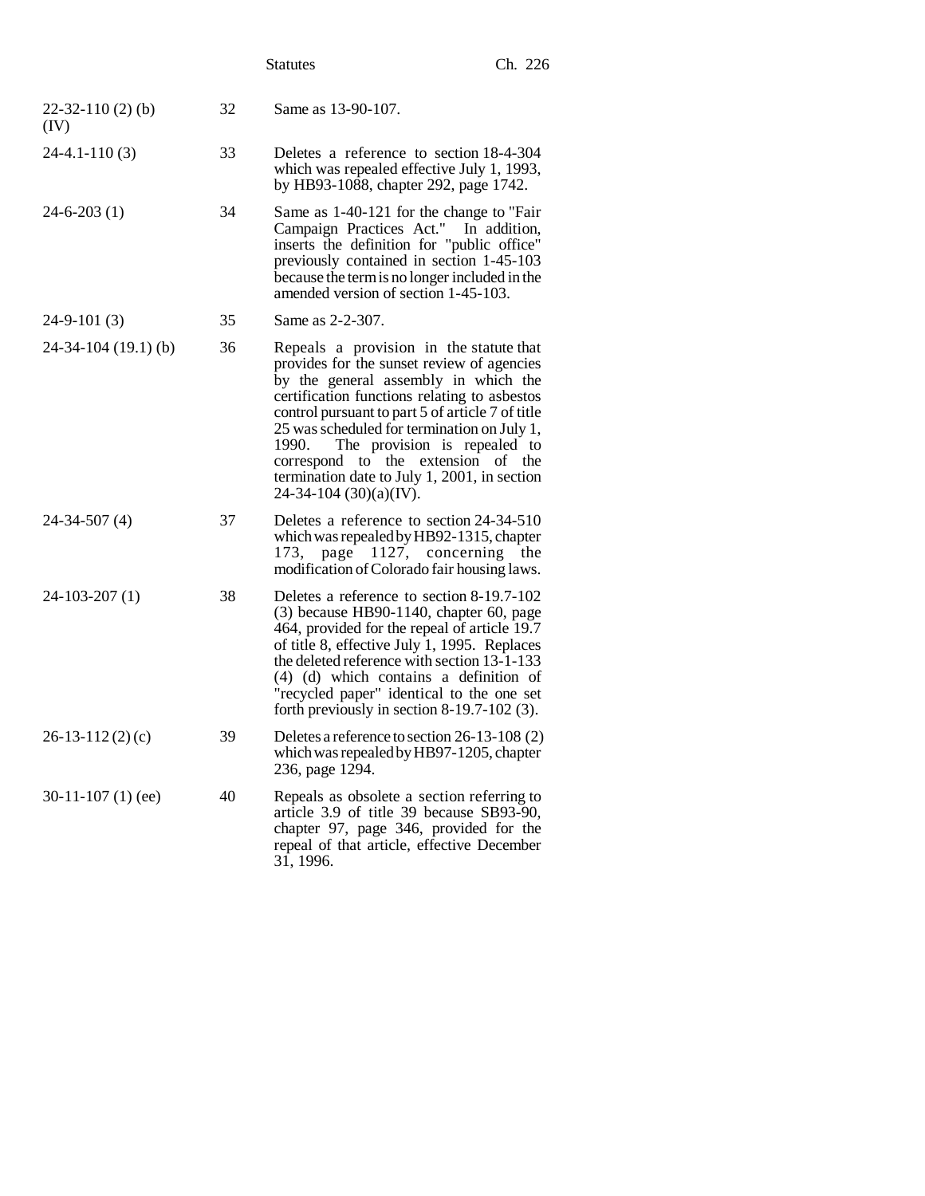| | | |
|---|---|---|
| 22-32-110 (2) (b) (IV) | 32 | Same as 13-90-107. |
| 24-4.1-110 (3) | 33 | Deletes a reference to section 18-4-304 which was repealed effective July 1, 1993, by HB93-1088, chapter 292, page 1742. |
| 24-6-203 (1) | 34 | Same as 1-40-121 for the change to "Fair Campaign Practices Act." In addition, inserts the definition for "public office" previously contained in section 1-45-103 because the term is no longer included in the amended version of section 1-45-103. |
| 24-9-101 (3) | 35 | Same as 2-2-307. |
| 24-34-104 (19.1) (b) | 36 | Repeals a provision in the statute that provides for the sunset review of agencies by the general assembly in which the certification functions relating to asbestos control pursuant to part 5 of article 7 of title 25 was scheduled for termination on July 1, 1990. The provision is repealed to correspond to the extension of the termination date to July 1, 2001, in section 24-34-104 (30)(a)(IV). |
| 24-34-507 (4) | 37 | Deletes a reference to section 24-34-510 which was repealed by HB92-1315, chapter 173, page 1127, concerning the modification of Colorado fair housing laws. |
| 24-103-207 (1) | 38 | Deletes a reference to section 8-19.7-102 (3) because HB90-1140, chapter 60, page 464, provided for the repeal of article 19.7 of title 8, effective July 1, 1995. Replaces the deleted reference with section 13-1-133 (4) (d) which contains a definition of "recycled paper" identical to the one set forth previously in section 8-19.7-102 (3). |
| 26-13-112 (2) (c) | 39 | Deletes a reference to section 26-13-108 (2) which was repealed by HB97-1205, chapter 236, page 1294. |
| 30-11-107 (1) (ee) | 40 | Repeals as obsolete a section referring to article 3.9 of title 39 because SB93-90, chapter 97, page 346, provided for the repeal of that article, effective December 31, 1996. |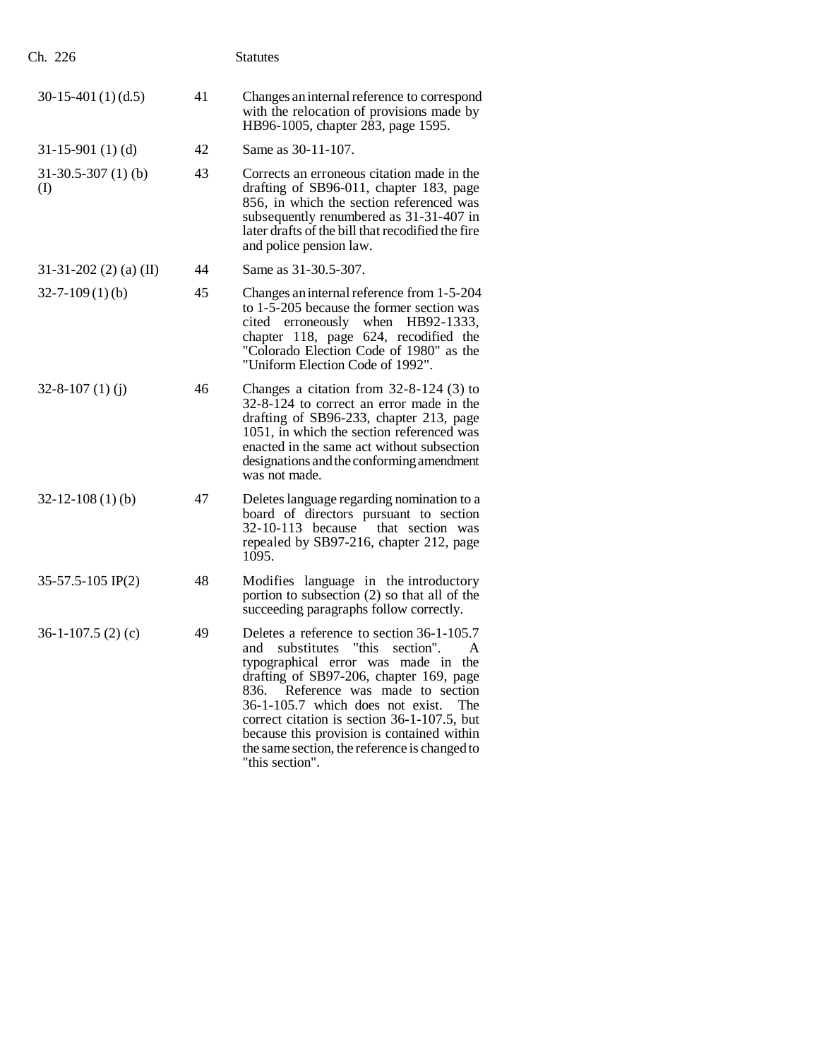| | | |
|---|---|---|
| 30-15-401 (1) (d.5) | 41 | Changes an internal reference to correspond with the relocation of provisions made by HB96-1005, chapter 283, page 1595. |
| 31-15-901 (1) (d) | 42 | Same as 30-11-107. |
| 31-30.5-307 (1) (b) (I) | 43 | Corrects an erroneous citation made in the drafting of SB96-011, chapter 183, page 856, in which the section referenced was subsequently renumbered as 31-31-407 in later drafts of the bill that recodified the fire and police pension law. |
| 31-31-202 (2) (a) (II) | 44 | Same as 31-30.5-307. |
| 32-7-109 (1) (b) | 45 | Changes an internal reference from 1-5-204 to 1-5-205 because the former section was cited erroneously when HB92-1333, chapter 118, page 624, recodified the "Colorado Election Code of 1980" as the "Uniform Election Code of 1992". |
| 32-8-107 (1) (j) | 46 | Changes a citation from 32-8-124 (3) to 32-8-124 to correct an error made in the drafting of SB96-233, chapter 213, page 1051, in which the section referenced was enacted in the same act without subsection designations and the conforming amendment was not made. |
| 32-12-108 (1) (b) | 47 | Deletes language regarding nomination to a board of directors pursuant to section 32-10-113 because that section was repealed by SB97-216, chapter 212, page 1095. |
| 35-57.5-105 IP(2) | 48 | Modifies language in the introductory portion to subsection (2) so that all of the succeeding paragraphs follow correctly. |
| 36-1-107.5 (2) (c) | 49 | Deletes a reference to section 36-1-105.7 and substitutes "this section". A typographical error was made in the drafting of SB97-206, chapter 169, page 836. Reference was made to section 36-1-105.7 which does not exist. The correct citation is section 36-1-107.5, but because this provision is contained within the same section, the reference is changed to "this section". |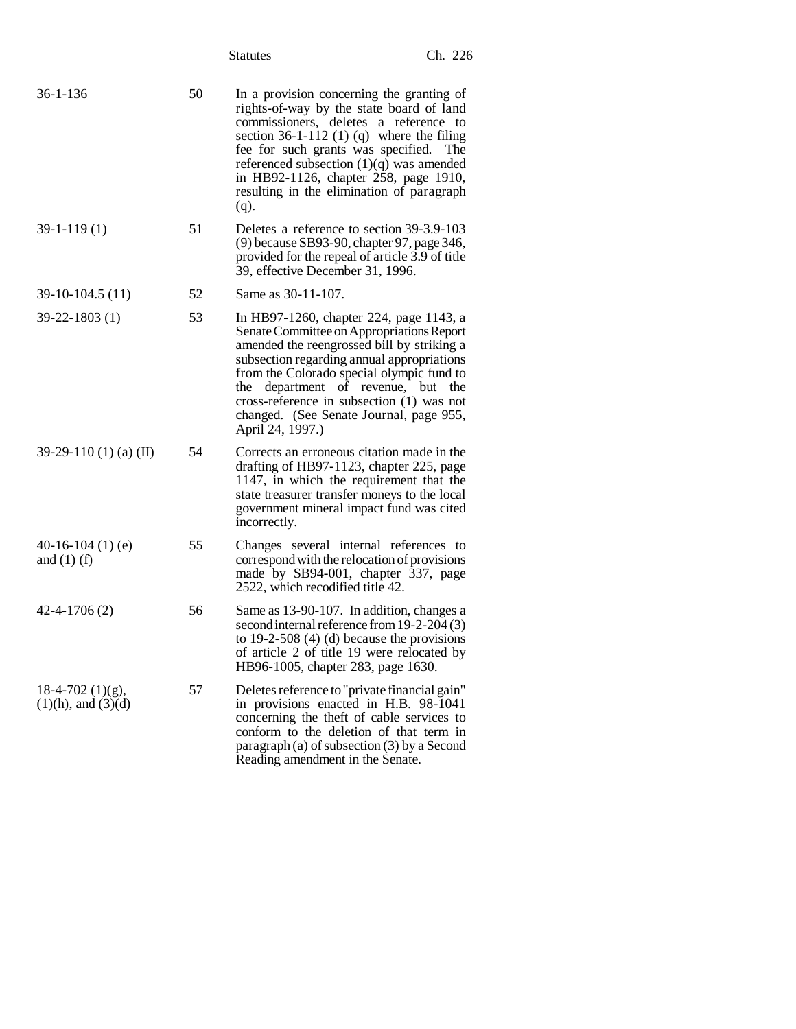| | | |
|---|---|---|
| 36-1-136 | 50 | In a provision concerning the granting of rights-of-way by the state board of land commissioners, deletes a reference to section 36-1-112 (1) (q) where the filing fee for such grants was specified. The referenced subsection (1)(q) was amended in HB92-1126, chapter 258, page 1910, resulting in the elimination of paragraph (q). |
| 39-1-119 (1) | 51 | Deletes a reference to section 39-3.9-103 (9) because SB93-90, chapter 97, page 346, provided for the repeal of article 3.9 of title 39, effective December 31, 1996. |
| 39-10-104.5 (11) | 52 | Same as 30-11-107. |
| 39-22-1803 (1) | 53 | In HB97-1260, chapter 224, page 1143, a Senate Committee on Appropriations Report amended the reengrossed bill by striking a subsection regarding annual appropriations from the Colorado special olympic fund to the department of revenue, but the cross-reference in subsection (1) was not changed. (See Senate Journal, page 955, April 24, 1997.) |
| 39-29-110 (1) (a) (II) | 54 | Corrects an erroneous citation made in the drafting of HB97-1123, chapter 225, page 1147, in which the requirement that the state treasurer transfer moneys to the local government mineral impact fund was cited incorrectly. |
| 40-16-104 (1) (e) and (1) (f) | 55 | Changes several internal references to correspond with the relocation of provisions made by SB94-001, chapter 337, page 2522, which recodified title 42. |
| 42-4-1706 (2) | 56 | Same as 13-90-107. In addition, changes a second internal reference from 19-2-204 (3) to 19-2-508 (4) (d) because the provisions of article 2 of title 19 were relocated by HB96-1005, chapter 283, page 1630. |
| 18-4-702 (1)(g), (1)(h), and (3)(d) | 57 | Deletes reference to "private financial gain" in provisions enacted in H.B. 98-1041 concerning the theft of cable services to conform to the deletion of that term in paragraph (a) of subsection (3) by a Second Reading amendment in the Senate. |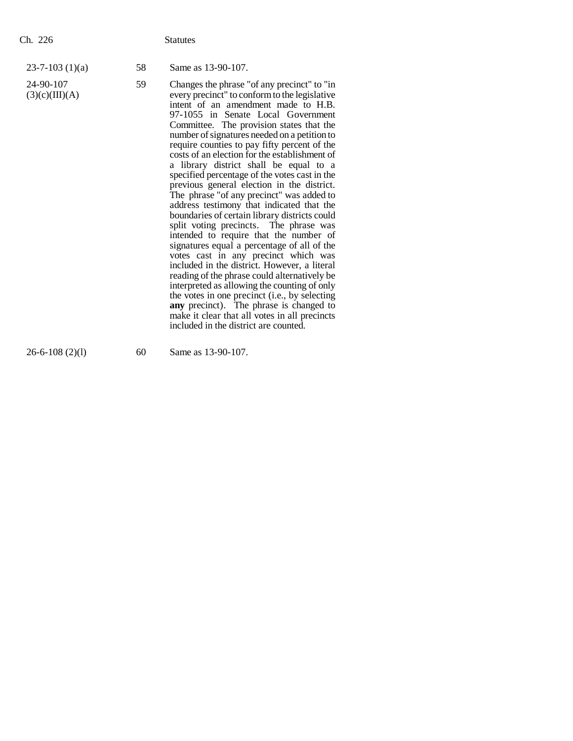| | | |
|---|---|---|
| 23-7-103 (1)(a) | 58 | Same as 13-90-107. |
| 24-90-107 (3)(c)(III)(A) | 59 | Changes the phrase "of any precinct" to "in every precinct" to conform to the legislative intent of an amendment made to H.B. 97-1055 in Senate Local Government Committee. The provision states that the number of signatures needed on a petition to require counties to pay fifty percent of the costs of an election for the establishment of a library district shall be equal to a specified percentage of the votes cast in the previous general election in the district. The phrase "of any precinct" was added to address testimony that indicated that the boundaries of certain library districts could split voting precincts. The phrase was intended to require that the number of signatures equal a percentage of all of the votes cast in any precinct which was included in the district. However, a literal reading of the phrase could alternatively be interpreted as allowing the counting of only the votes in one precinct (i.e., by selecting **any** precinct). The phrase is changed to make it clear that all votes in all precincts included in the district are counted. |
| 26-6-108 (2)(l) | 60 | Same as 13-90-107. |